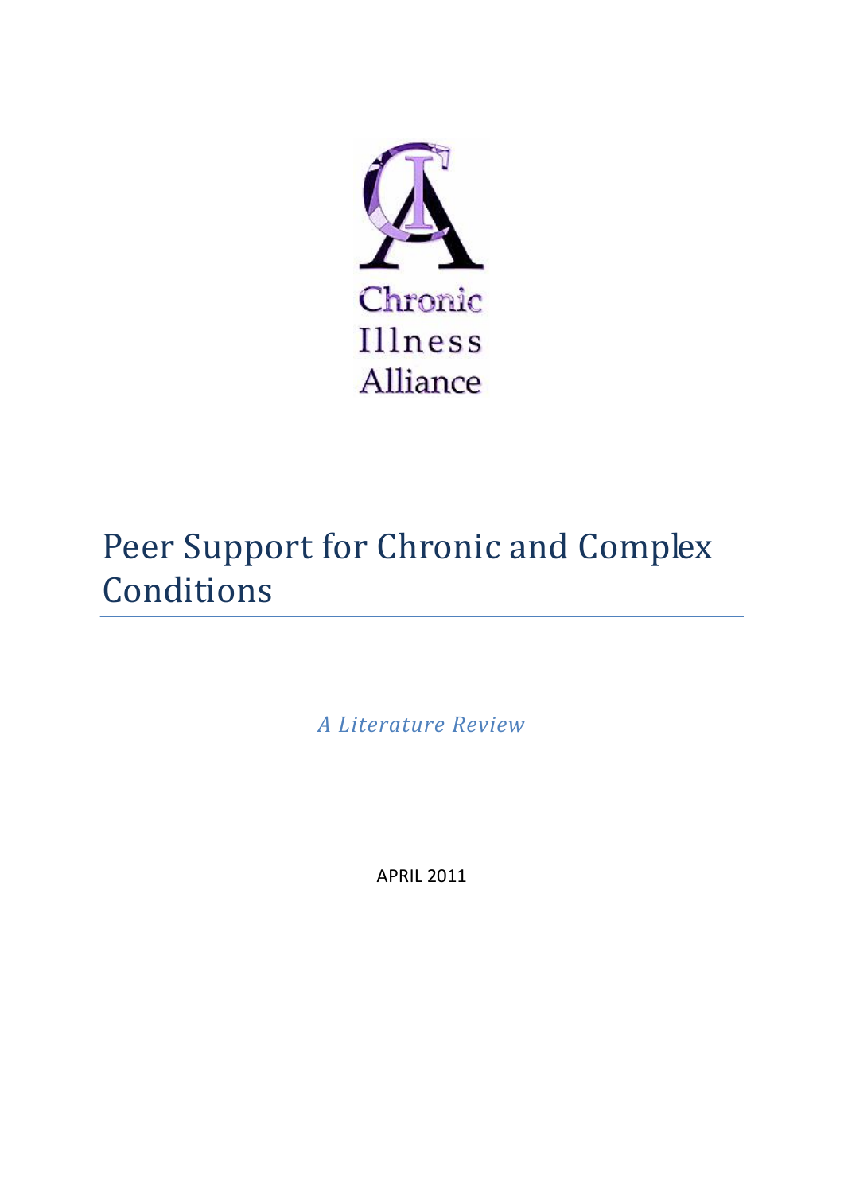Chronic Illness Alliance

# Peer Support for Chronic and Complex Conditions

*A Literature Review*

APRIL 2011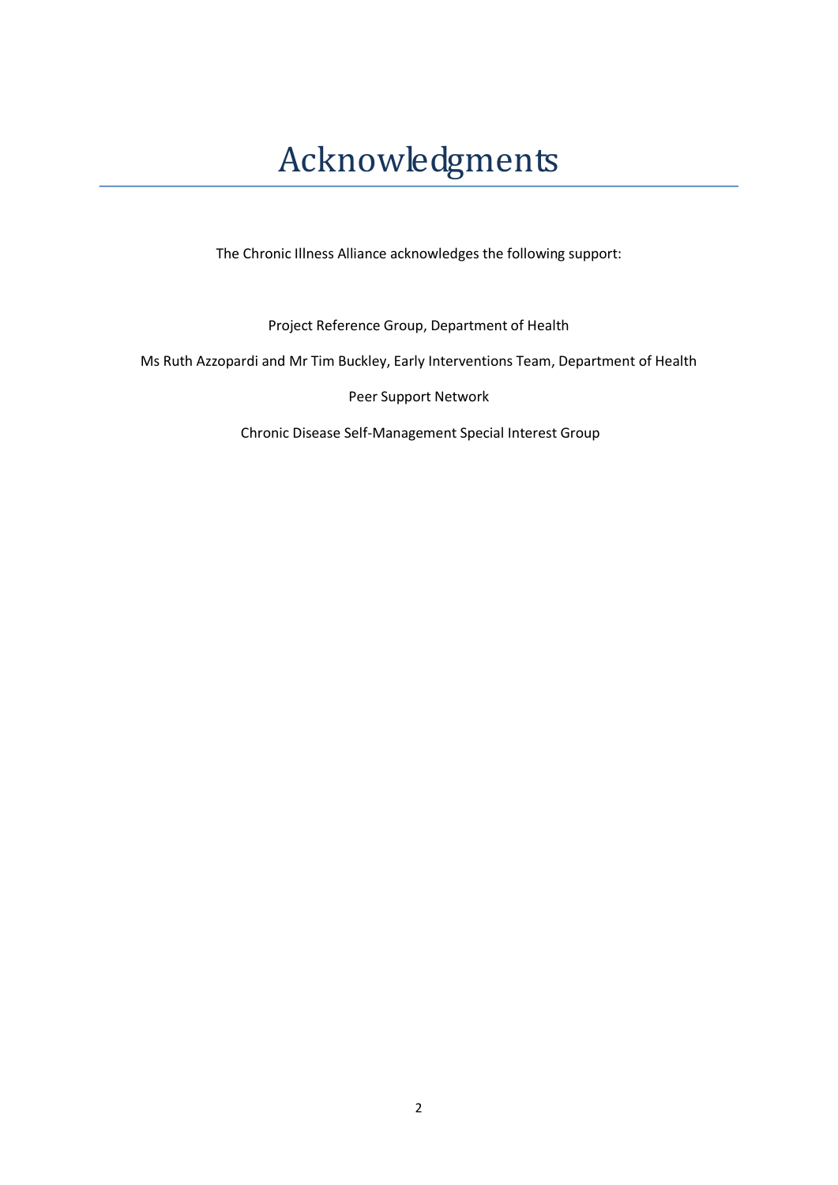# Acknowledgments

The Chronic Illness Alliance acknowledges the following support:

Project Reference Group, Department of Health

Ms Ruth Azzopardi and Mr Tim Buckley, Early Interventions Team, Department of Health

Peer Support Network

Chronic Disease Self-Management Special Interest Group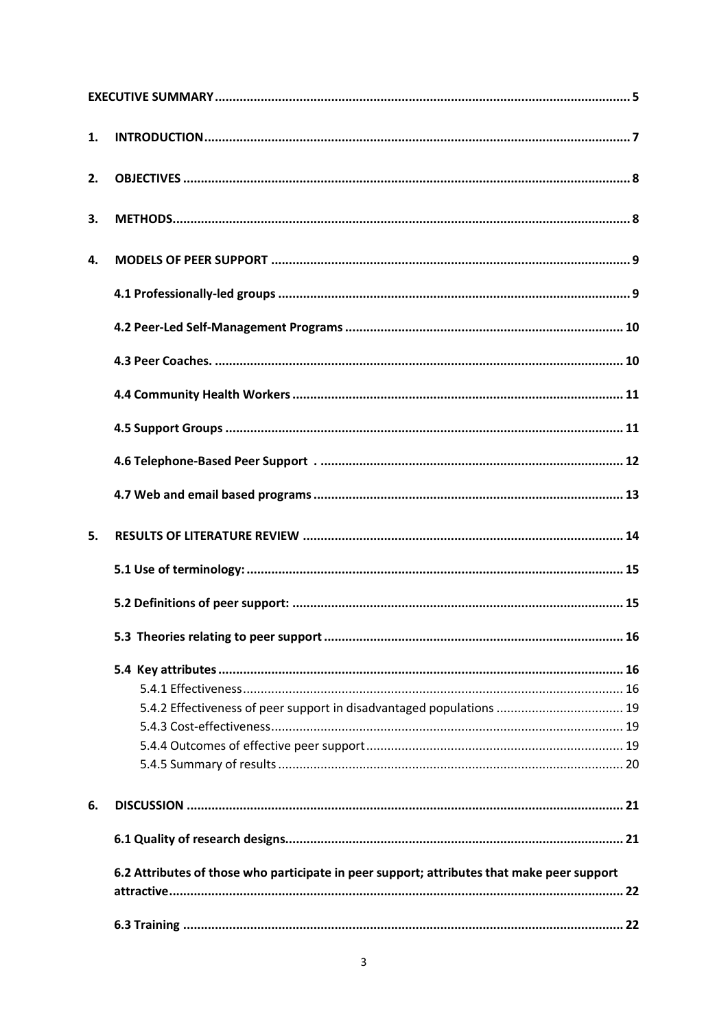**EXECUTIVE SUMMARY** ..... 5

1. **INTRODUCTION** ..... 7

2. **OBJECTIVES** ..... 8

3. **METHODS** ..... 8

4. **MODELS OF PEER SUPPORT** ..... 9

   **4.1 Professionally-led groups** ..... 9

   **4.2 Peer-Led Self-Management Programs** ..... 10

   **4.3 Peer Coaches.** ..... 10

   **4.4 Community Health Workers** ..... 11

   **4.5 Support Groups** ..... 11

   **4.6 Telephone-Based Peer Support .** ..... 12

   **4.7 Web and email based programs** ..... 13

5. **RESULTS OF LITERATURE REVIEW** ..... 14

   **5.1 Use of terminology:** ..... 15

   **5.2 Definitions of peer support:** ..... 15

   **5.3 Theories relating to peer support** ..... 16

   **5.4 Key attributes** ..... 16

   5.4.1 Effectiveness ..... 16

   5.4.2 Effectiveness of peer support in disadvantaged populations ..... 19

   5.4.3 Cost-effectiveness ..... 19

   5.4.4 Outcomes of effective peer support ..... 19

   5.4.5 Summary of results ..... 20

6. **DISCUSSION** ..... 21

   **6.1 Quality of research designs** ..... 21

   **6.2 Attributes of those who participate in peer support; attributes that make peer support attractive** ..... 22

   **6.3 Training** ..... 22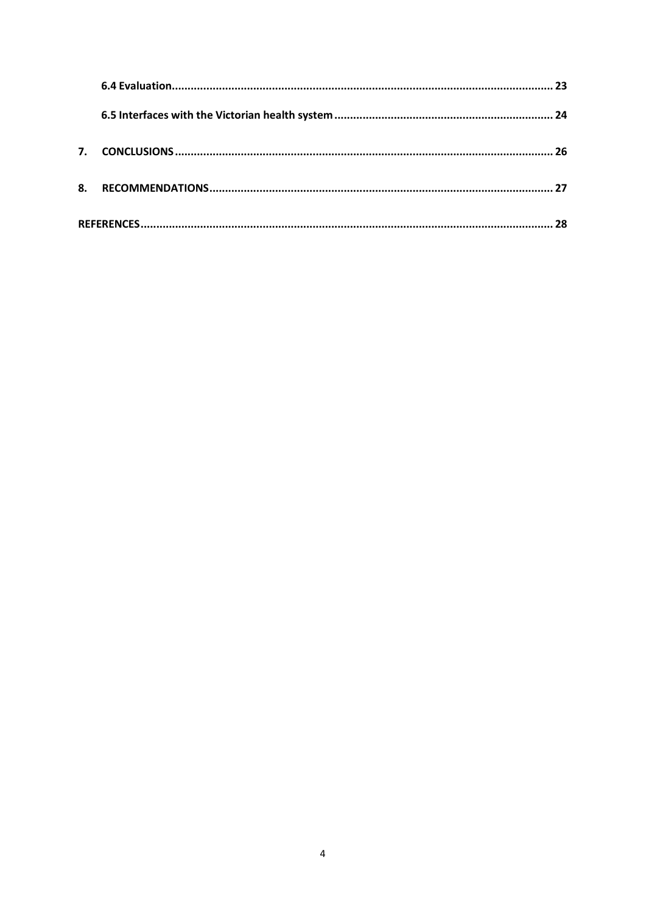**6.4 Evaluation** ........................................................................................................................ 23

**6.5 Interfaces with the Victorian health system** ..................................................................... 24

**7. CONCLUSIONS** ........................................................................................................................ 26

**8. RECOMMENDATIONS** ............................................................................................................ 27

**REFERENCES** ................................................................................................................................. 28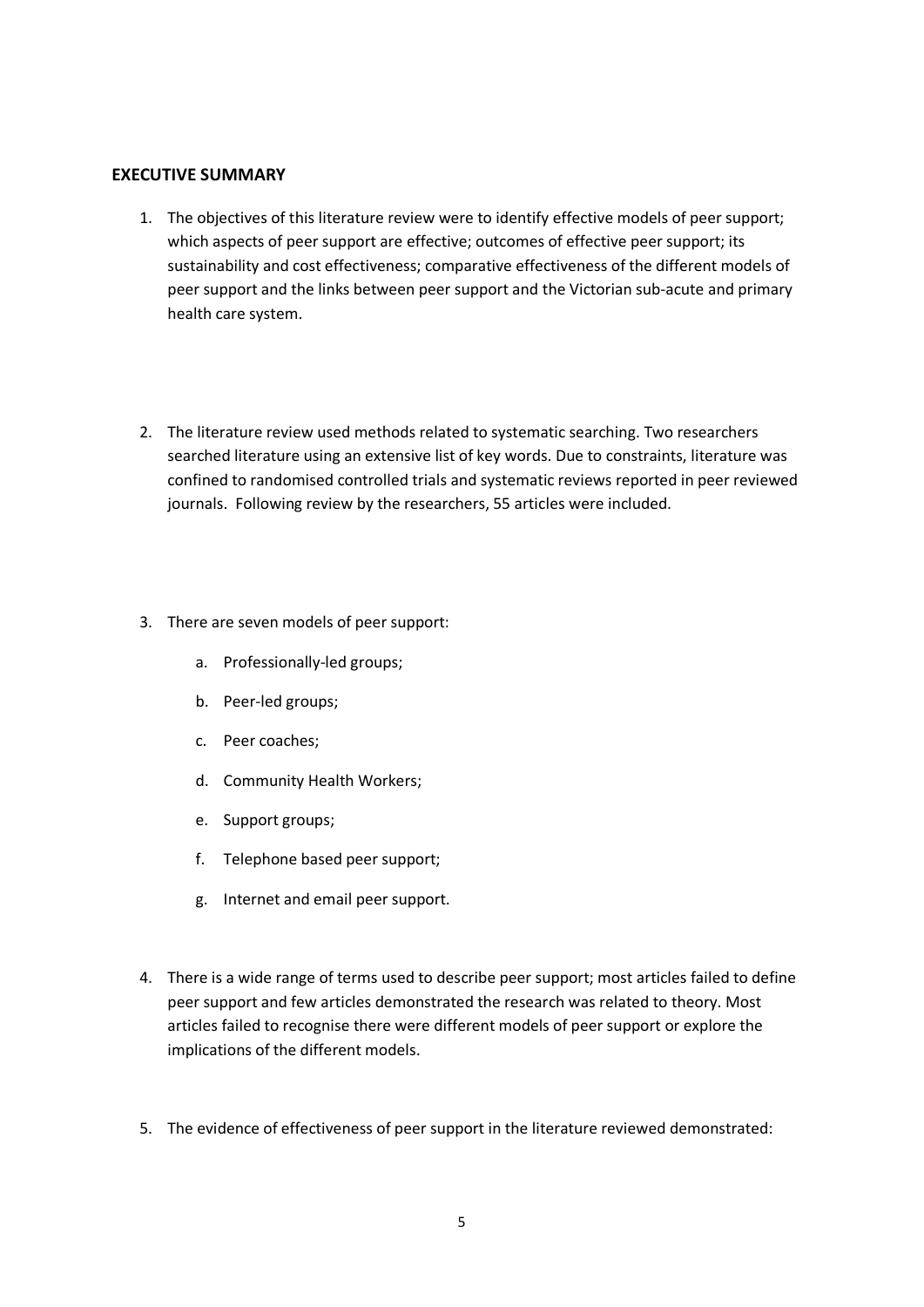## EXECUTIVE SUMMARY

1. The objectives of this literature review were to identify effective models of peer support; which aspects of peer support are effective; outcomes of effective peer support; its sustainability and cost effectiveness; comparative effectiveness of the different models of peer support and the links between peer support and the Victorian sub-acute and primary health care system.

2. The literature review used methods related to systematic searching. Two researchers searched literature using an extensive list of key words. Due to constraints, literature was confined to randomised controlled trials and systematic reviews reported in peer reviewed journals. Following review by the researchers, 55 articles were included.

3. There are seven models of peer support:

    a. Professionally-led groups;

    b. Peer-led groups;

    c. Peer coaches;

    d. Community Health Workers;

    e. Support groups;

    f. Telephone based peer support;

    g. Internet and email peer support.

4. There is a wide range of terms used to describe peer support; most articles failed to define peer support and few articles demonstrated the research was related to theory. Most articles failed to recognise there were different models of peer support or explore the implications of the different models.

5. The evidence of effectiveness of peer support in the literature reviewed demonstrated: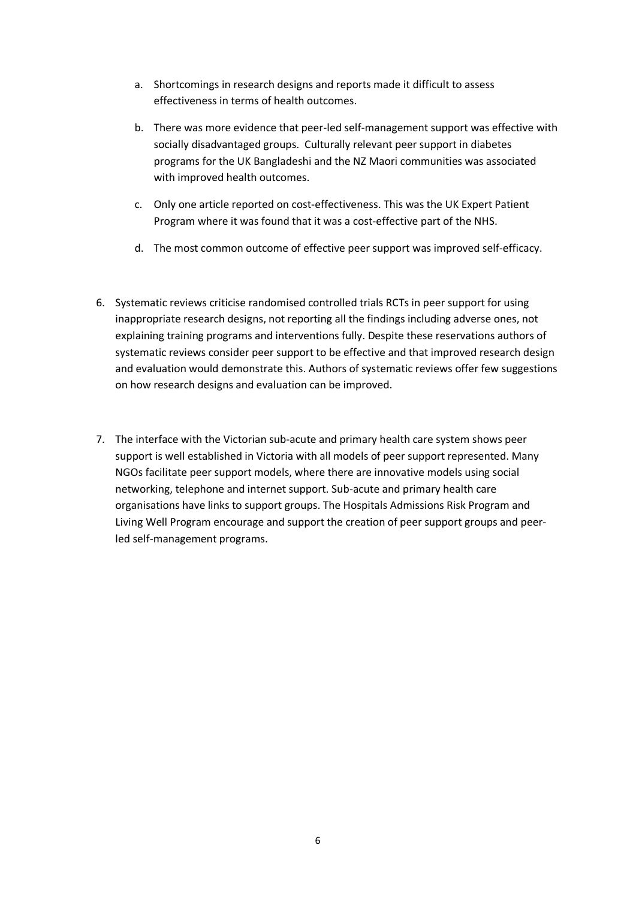a. Shortcomings in research designs and reports made it difficult to assess effectiveness in terms of health outcomes.

b. There was more evidence that peer-led self-management support was effective with socially disadvantaged groups. Culturally relevant peer support in diabetes programs for the UK Bangladeshi and the NZ Maori communities was associated with improved health outcomes.

c. Only one article reported on cost-effectiveness. This was the UK Expert Patient Program where it was found that it was a cost-effective part of the NHS.

d. The most common outcome of effective peer support was improved self-efficacy.

6. Systematic reviews criticise randomised controlled trials RCTs in peer support for using inappropriate research designs, not reporting all the findings including adverse ones, not explaining training programs and interventions fully. Despite these reservations authors of systematic reviews consider peer support to be effective and that improved research design and evaluation would demonstrate this. Authors of systematic reviews offer few suggestions on how research designs and evaluation can be improved.

7. The interface with the Victorian sub-acute and primary health care system shows peer support is well established in Victoria with all models of peer support represented. Many NGOs facilitate peer support models, where there are innovative models using social networking, telephone and internet support. Sub-acute and primary health care organisations have links to support groups. The Hospitals Admissions Risk Program and Living Well Program encourage and support the creation of peer support groups and peer-led self-management programs.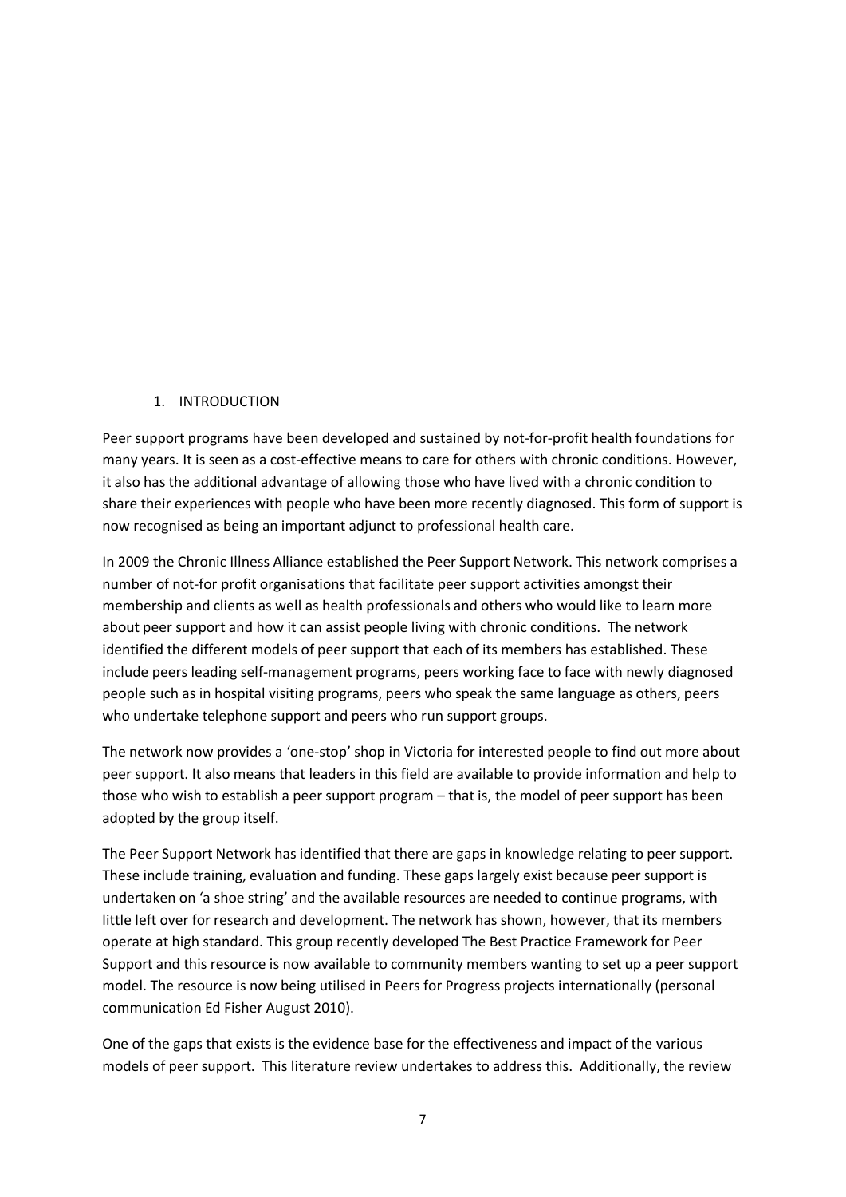# 1. INTRODUCTION

Peer support programs have been developed and sustained by not-for-profit health foundations for many years. It is seen as a cost-effective means to care for others with chronic conditions. However, it also has the additional advantage of allowing those who have lived with a chronic condition to share their experiences with people who have been more recently diagnosed. This form of support is now recognised as being an important adjunct to professional health care.

In 2009 the Chronic Illness Alliance established the Peer Support Network. This network comprises a number of not-for profit organisations that facilitate peer support activities amongst their membership and clients as well as health professionals and others who would like to learn more about peer support and how it can assist people living with chronic conditions. The network identified the different models of peer support that each of its members has established. These include peers leading self-management programs, peers working face to face with newly diagnosed people such as in hospital visiting programs, peers who speak the same language as others, peers who undertake telephone support and peers who run support groups.

The network now provides a 'one-stop' shop in Victoria for interested people to find out more about peer support. It also means that leaders in this field are available to provide information and help to those who wish to establish a peer support program – that is, the model of peer support has been adopted by the group itself.

The Peer Support Network has identified that there are gaps in knowledge relating to peer support. These include training, evaluation and funding. These gaps largely exist because peer support is undertaken on 'a shoe string' and the available resources are needed to continue programs, with little left over for research and development. The network has shown, however, that its members operate at high standard. This group recently developed The Best Practice Framework for Peer Support and this resource is now available to community members wanting to set up a peer support model. The resource is now being utilised in Peers for Progress projects internationally (personal communication Ed Fisher August 2010).

One of the gaps that exists is the evidence base for the effectiveness and impact of the various models of peer support. This literature review undertakes to address this. Additionally, the review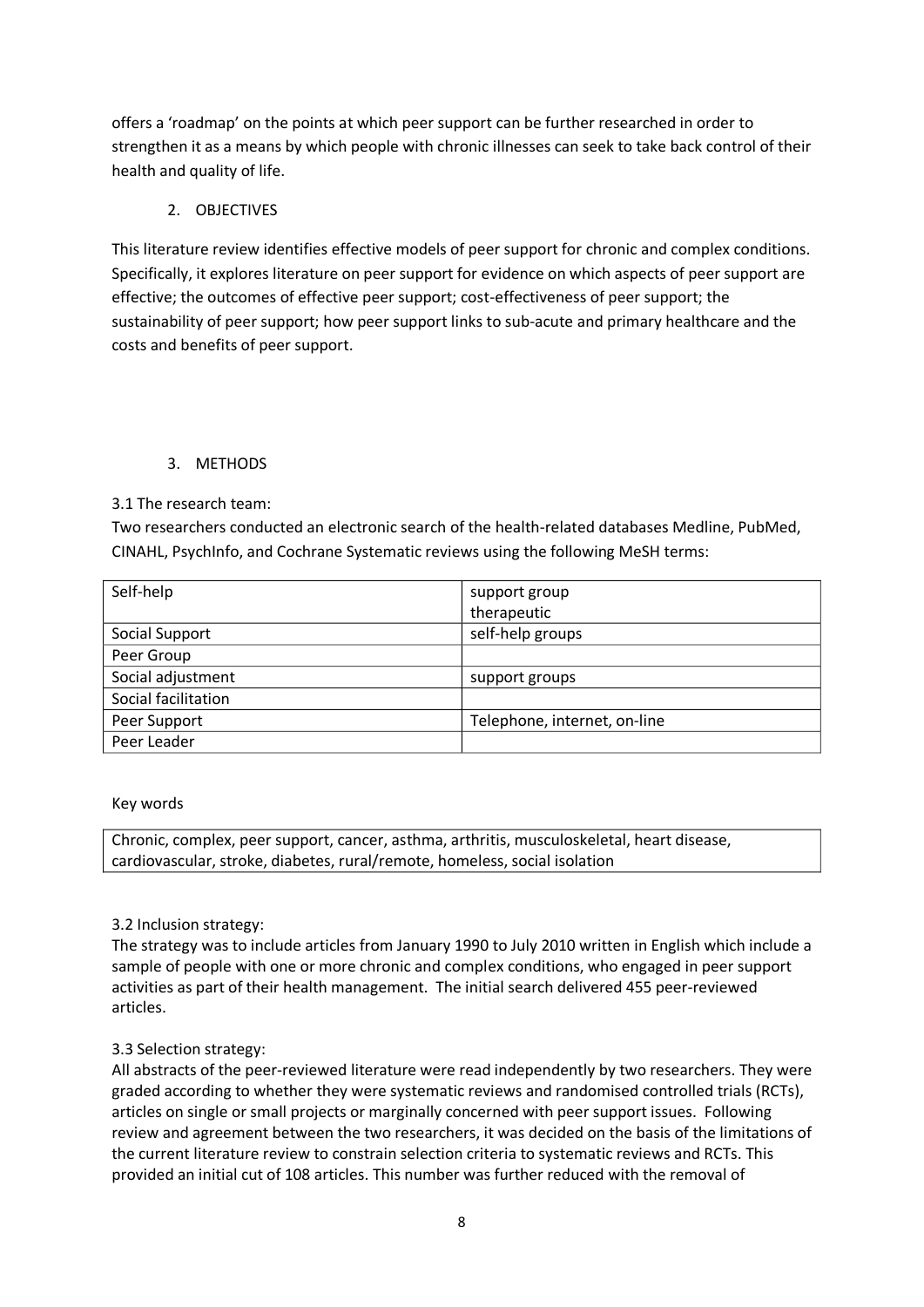offers a 'roadmap' on the points at which peer support can be further researched in order to strengthen it as a means by which people with chronic illnesses can seek to take back control of their health and quality of life.

## 2. OBJECTIVES

This literature review identifies effective models of peer support for chronic and complex conditions. Specifically, it explores literature on peer support for evidence on which aspects of peer support are effective; the outcomes of effective peer support; cost-effectiveness of peer support; the sustainability of peer support; how peer support links to sub-acute and primary healthcare and the costs and benefits of peer support.

## 3. METHODS

### 3.1 The research team:

Two researchers conducted an electronic search of the health-related databases Medline, PubMed, CINAHL, PsychInfo, and Cochrane Systematic reviews using the following MeSH terms:

| | |
|---|---|
| Self-help | support group<br>therapeutic |
| Social Support | self-help groups |
| Peer Group | |
| Social adjustment | support groups |
| Social facilitation | |
| Peer Support | Telephone, internet, on-line |
| Peer Leader | |

Key words

| |
|---|
| Chronic, complex, peer support, cancer, asthma, arthritis, musculoskeletal, heart disease, cardiovascular, stroke, diabetes, rural/remote, homeless, social isolation |

### 3.2 Inclusion strategy:

The strategy was to include articles from January 1990 to July 2010 written in English which include a sample of people with one or more chronic and complex conditions, who engaged in peer support activities as part of their health management. The initial search delivered 455 peer-reviewed articles.

### 3.3 Selection strategy:

All abstracts of the peer-reviewed literature were read independently by two researchers. They were graded according to whether they were systematic reviews and randomised controlled trials (RCTs), articles on single or small projects or marginally concerned with peer support issues. Following review and agreement between the two researchers, it was decided on the basis of the limitations of the current literature review to constrain selection criteria to systematic reviews and RCTs. This provided an initial cut of 108 articles. This number was further reduced with the removal of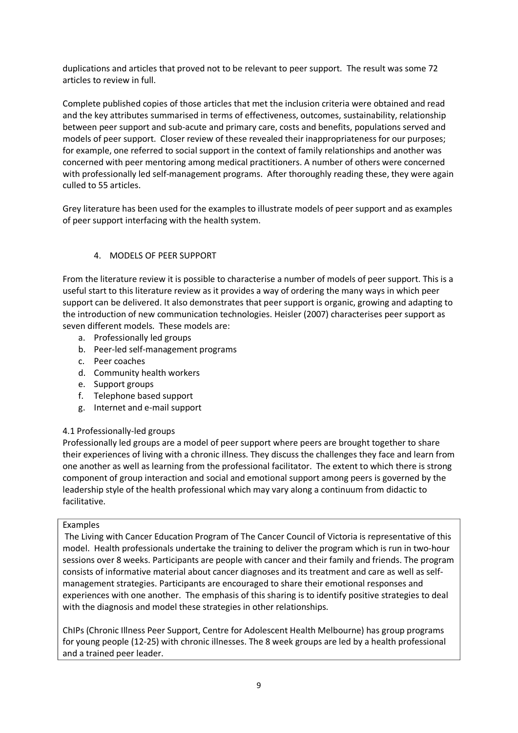duplications and articles that proved not to be relevant to peer support. The result was some 72 articles to review in full.

Complete published copies of those articles that met the inclusion criteria were obtained and read and the key attributes summarised in terms of effectiveness, outcomes, sustainability, relationship between peer support and sub-acute and primary care, costs and benefits, populations served and models of peer support. Closer review of these revealed their inappropriateness for our purposes; for example, one referred to social support in the context of family relationships and another was concerned with peer mentoring among medical practitioners. A number of others were concerned with professionally led self-management programs. After thoroughly reading these, they were again culled to 55 articles.

Grey literature has been used for the examples to illustrate models of peer support and as examples of peer support interfacing with the health system.

## 4. MODELS OF PEER SUPPORT

From the literature review it is possible to characterise a number of models of peer support. This is a useful start to this literature review as it provides a way of ordering the many ways in which peer support can be delivered. It also demonstrates that peer support is organic, growing and adapting to the introduction of new communication technologies. Heisler (2007) characterises peer support as seven different models. These models are:

a. Professionally led groups
b. Peer-led self-management programs
c. Peer coaches
d. Community health workers
e. Support groups
f. Telephone based support
g. Internet and e-mail support

### 4.1 Professionally-led groups

Professionally led groups are a model of peer support where peers are brought together to share their experiences of living with a chronic illness. They discuss the challenges they face and learn from one another as well as learning from the professional facilitator. The extent to which there is strong component of group interaction and social and emotional support among peers is governed by the leadership style of the health professional which may vary along a continuum from didactic to facilitative.

Examples

The Living with Cancer Education Program of The Cancer Council of Victoria is representative of this model. Health professionals undertake the training to deliver the program which is run in two-hour sessions over 8 weeks. Participants are people with cancer and their family and friends. The program consists of informative material about cancer diagnoses and its treatment and care as well as self-management strategies. Participants are encouraged to share their emotional responses and experiences with one another. The emphasis of this sharing is to identify positive strategies to deal with the diagnosis and model these strategies in other relationships.

ChIPs (Chronic Illness Peer Support, Centre for Adolescent Health Melbourne) has group programs for young people (12-25) with chronic illnesses. The 8 week groups are led by a health professional and a trained peer leader.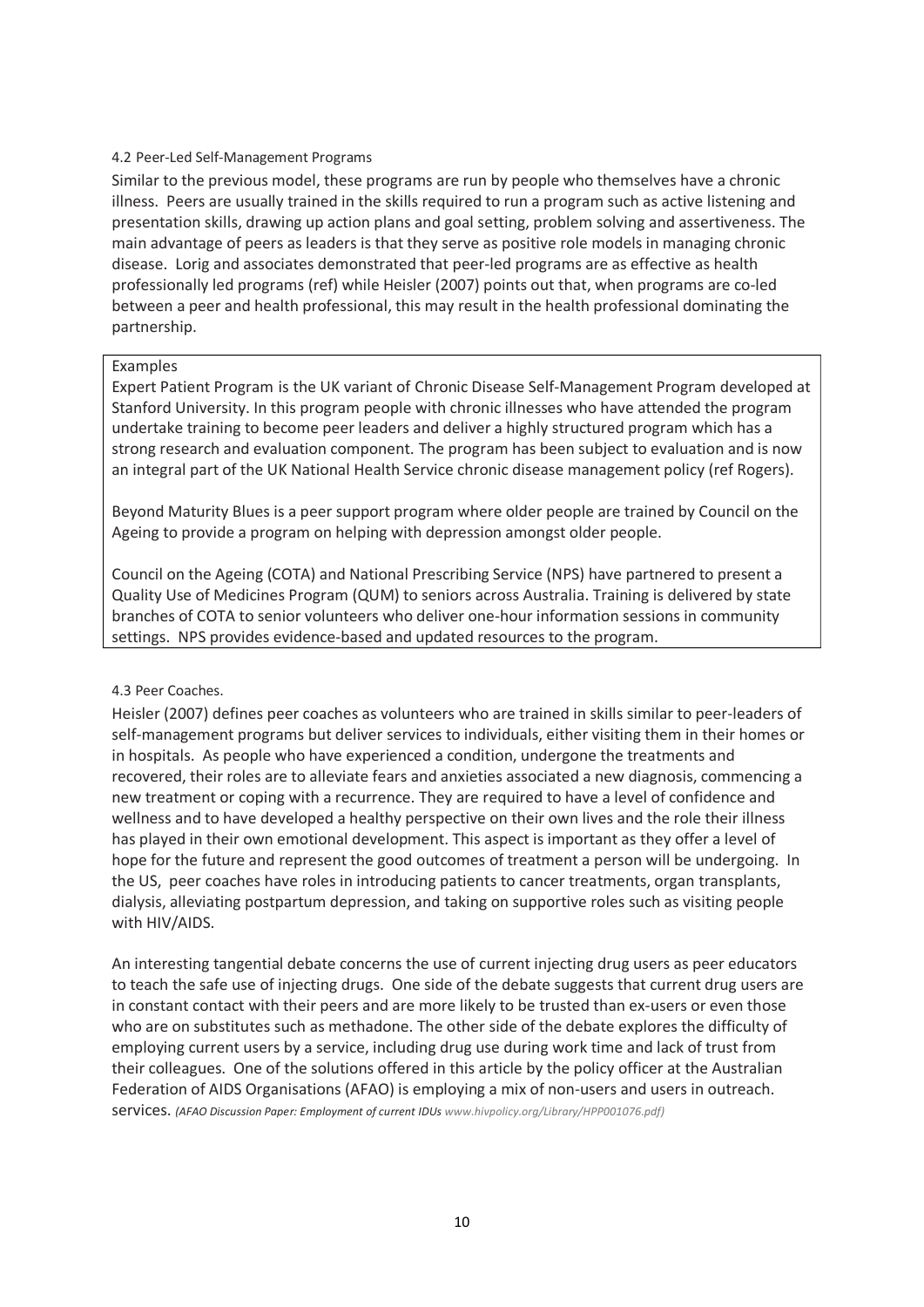### 4.2 Peer-Led Self-Management Programs

Similar to the previous model, these programs are run by people who themselves have a chronic illness. Peers are usually trained in the skills required to run a program such as active listening and presentation skills, drawing up action plans and goal setting, problem solving and assertiveness. The main advantage of peers as leaders is that they serve as positive role models in managing chronic disease. Lorig and associates demonstrated that peer-led programs are as effective as health professionally led programs (ref) while Heisler (2007) points out that, when programs are co-led between a peer and health professional, this may result in the health professional dominating the partnership.

> Examples
>
> Expert Patient Program is the UK variant of Chronic Disease Self-Management Program developed at Stanford University. In this program people with chronic illnesses who have attended the program undertake training to become peer leaders and deliver a highly structured program which has a strong research and evaluation component. The program has been subject to evaluation and is now an integral part of the UK National Health Service chronic disease management policy (ref Rogers).
>
> Beyond Maturity Blues is a peer support program where older people are trained by Council on the Ageing to provide a program on helping with depression amongst older people.
>
> Council on the Ageing (COTA) and National Prescribing Service (NPS) have partnered to present a Quality Use of Medicines Program (QUM) to seniors across Australia. Training is delivered by state branches of COTA to senior volunteers who deliver one-hour information sessions in community settings. NPS provides evidence-based and updated resources to the program.

### 4.3 Peer Coaches.

Heisler (2007) defines peer coaches as volunteers who are trained in skills similar to peer-leaders of self-management programs but deliver services to individuals, either visiting them in their homes or in hospitals. As people who have experienced a condition, undergone the treatments and recovered, their roles are to alleviate fears and anxieties associated a new diagnosis, commencing a new treatment or coping with a recurrence. They are required to have a level of confidence and wellness and to have developed a healthy perspective on their own lives and the role their illness has played in their own emotional development. This aspect is important as they offer a level of hope for the future and represent the good outcomes of treatment a person will be undergoing. In the US, peer coaches have roles in introducing patients to cancer treatments, organ transplants, dialysis, alleviating postpartum depression, and taking on supportive roles such as visiting people with HIV/AIDS.

An interesting tangential debate concerns the use of current injecting drug users as peer educators to teach the safe use of injecting drugs. One side of the debate suggests that current drug users are in constant contact with their peers and are more likely to be trusted than ex-users or even those who are on substitutes such as methadone. The other side of the debate explores the difficulty of employing current users by a service, including drug use during work time and lack of trust from their colleagues. One of the solutions offered in this article by the policy officer at the Australian Federation of AIDS Organisations (AFAO) is employing a mix of non-users and users in outreach. services. *(AFAO Discussion Paper: Employment of current IDUs www.hivpolicy.org/Library/HPP001076.pdf)*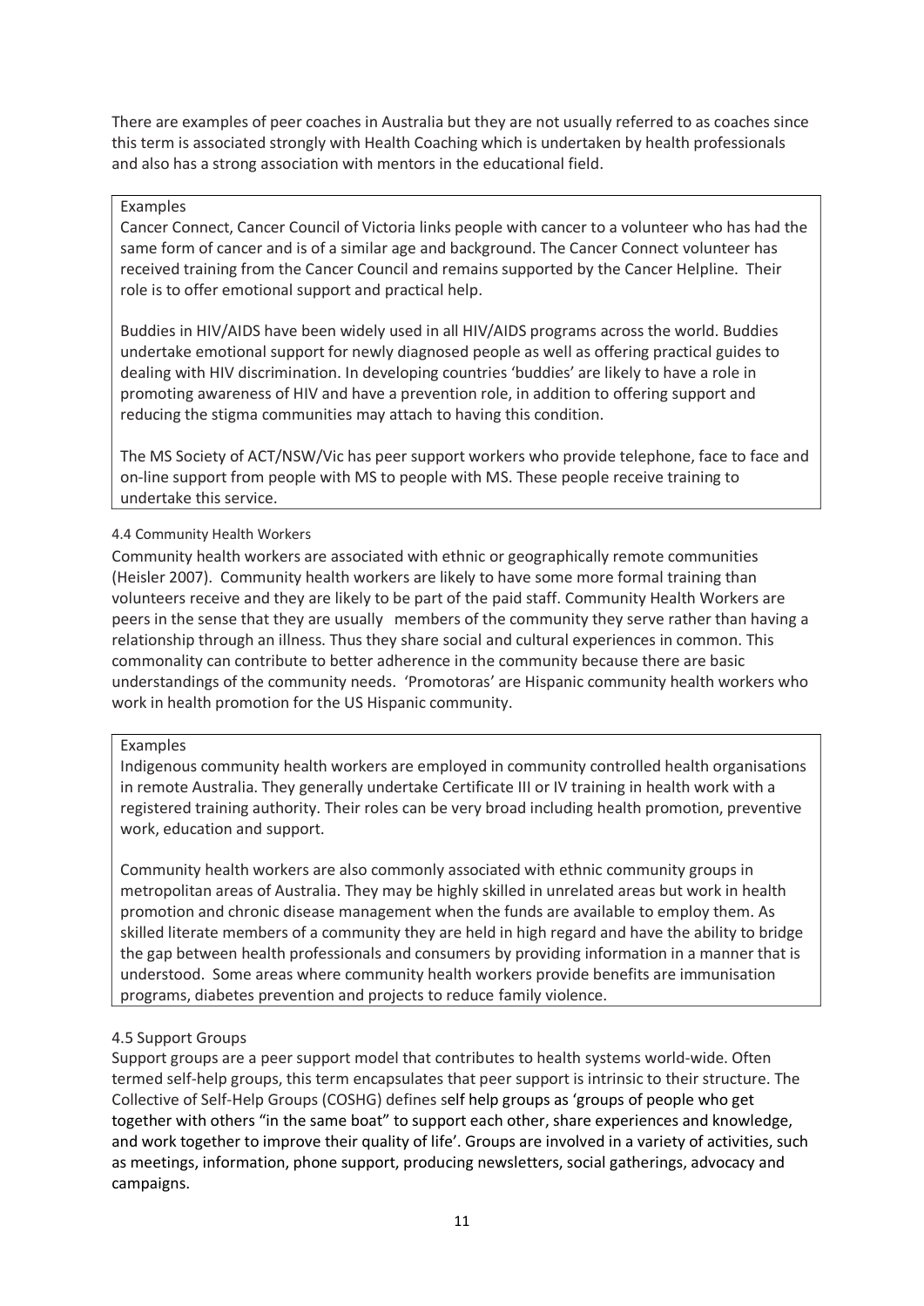There are examples of peer coaches in Australia but they are not usually referred to as coaches since this term is associated strongly with Health Coaching which is undertaken by health professionals and also has a strong association with mentors in the educational field.

> Examples
>
> Cancer Connect, Cancer Council of Victoria links people with cancer to a volunteer who has had the same form of cancer and is of a similar age and background. The Cancer Connect volunteer has received training from the Cancer Council and remains supported by the Cancer Helpline. Their role is to offer emotional support and practical help.
>
> Buddies in HIV/AIDS have been widely used in all HIV/AIDS programs across the world. Buddies undertake emotional support for newly diagnosed people as well as offering practical guides to dealing with HIV discrimination. In developing countries 'buddies' are likely to have a role in promoting awareness of HIV and have a prevention role, in addition to offering support and reducing the stigma communities may attach to having this condition.
>
> The MS Society of ACT/NSW/Vic has peer support workers who provide telephone, face to face and on-line support from people with MS to people with MS. These people receive training to undertake this service.

### 4.4 Community Health Workers

Community health workers are associated with ethnic or geographically remote communities (Heisler 2007). Community health workers are likely to have some more formal training than volunteers receive and they are likely to be part of the paid staff. Community Health Workers are peers in the sense that they are usually members of the community they serve rather than having a relationship through an illness. Thus they share social and cultural experiences in common. This commonality can contribute to better adherence in the community because there are basic understandings of the community needs. 'Promotoras' are Hispanic community health workers who work in health promotion for the US Hispanic community.

> Examples
>
> Indigenous community health workers are employed in community controlled health organisations in remote Australia. They generally undertake Certificate III or IV training in health work with a registered training authority. Their roles can be very broad including health promotion, preventive work, education and support.
>
> Community health workers are also commonly associated with ethnic community groups in metropolitan areas of Australia. They may be highly skilled in unrelated areas but work in health promotion and chronic disease management when the funds are available to employ them. As skilled literate members of a community they are held in high regard and have the ability to bridge the gap between health professionals and consumers by providing information in a manner that is understood. Some areas where community health workers provide benefits are immunisation programs, diabetes prevention and projects to reduce family violence.

### 4.5 Support Groups

Support groups are a peer support model that contributes to health systems world-wide. Often termed self-help groups, this term encapsulates that peer support is intrinsic to their structure. The Collective of Self-Help Groups (COSHG) defines self help groups as 'groups of people who get together with others "in the same boat" to support each other, share experiences and knowledge, and work together to improve their quality of life'. Groups are involved in a variety of activities, such as meetings, information, phone support, producing newsletters, social gatherings, advocacy and campaigns.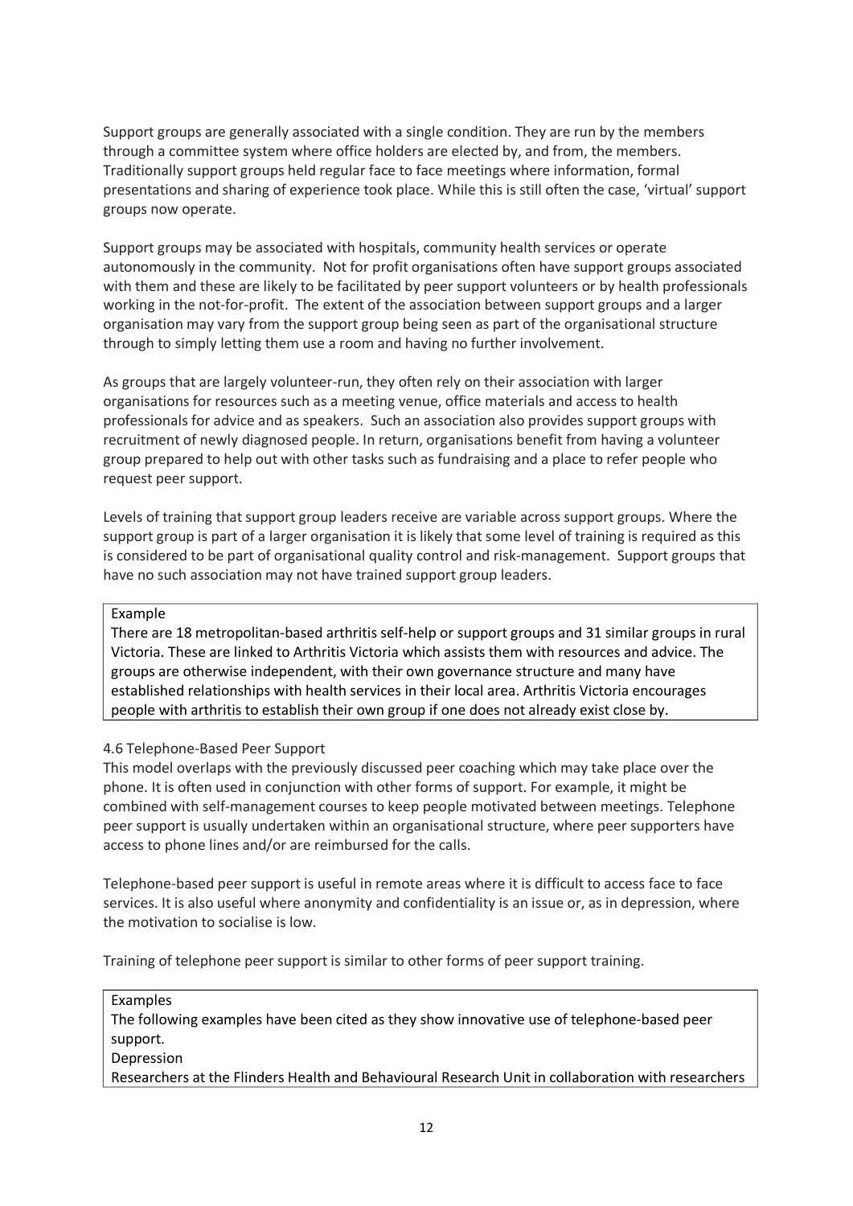Support groups are generally associated with a single condition. They are run by the members through a committee system where office holders are elected by, and from, the members. Traditionally support groups held regular face to face meetings where information, formal presentations and sharing of experience took place. While this is still often the case, 'virtual' support groups now operate.

Support groups may be associated with hospitals, community health services or operate autonomously in the community. Not for profit organisations often have support groups associated with them and these are likely to be facilitated by peer support volunteers or by health professionals working in the not-for-profit. The extent of the association between support groups and a larger organisation may vary from the support group being seen as part of the organisational structure through to simply letting them use a room and having no further involvement.

As groups that are largely volunteer-run, they often rely on their association with larger organisations for resources such as a meeting venue, office materials and access to health professionals for advice and as speakers. Such an association also provides support groups with recruitment of newly diagnosed people. In return, organisations benefit from having a volunteer group prepared to help out with other tasks such as fundraising and a place to refer people who request peer support.

Levels of training that support group leaders receive are variable across support groups. Where the support group is part of a larger organisation it is likely that some level of training is required as this is considered to be part of organisational quality control and risk-management. Support groups that have no such association may not have trained support group leaders.

> Example
>
> There are 18 metropolitan-based arthritis self-help or support groups and 31 similar groups in rural Victoria. These are linked to Arthritis Victoria which assists them with resources and advice. The groups are otherwise independent, with their own governance structure and many have established relationships with health services in their local area. Arthritis Victoria encourages people with arthritis to establish their own group if one does not already exist close by.

### 4.6 Telephone-Based Peer Support

This model overlaps with the previously discussed peer coaching which may take place over the phone. It is often used in conjunction with other forms of support. For example, it might be combined with self-management courses to keep people motivated between meetings. Telephone peer support is usually undertaken within an organisational structure, where peer supporters have access to phone lines and/or are reimbursed for the calls.

Telephone-based peer support is useful in remote areas where it is difficult to access face to face services. It is also useful where anonymity and confidentiality is an issue or, as in depression, where the motivation to socialise is low.

Training of telephone peer support is similar to other forms of peer support training.

> Examples
>
> The following examples have been cited as they show innovative use of telephone-based peer support.
>
> Depression
>
> Researchers at the Flinders Health and Behavioural Research Unit in collaboration with researchers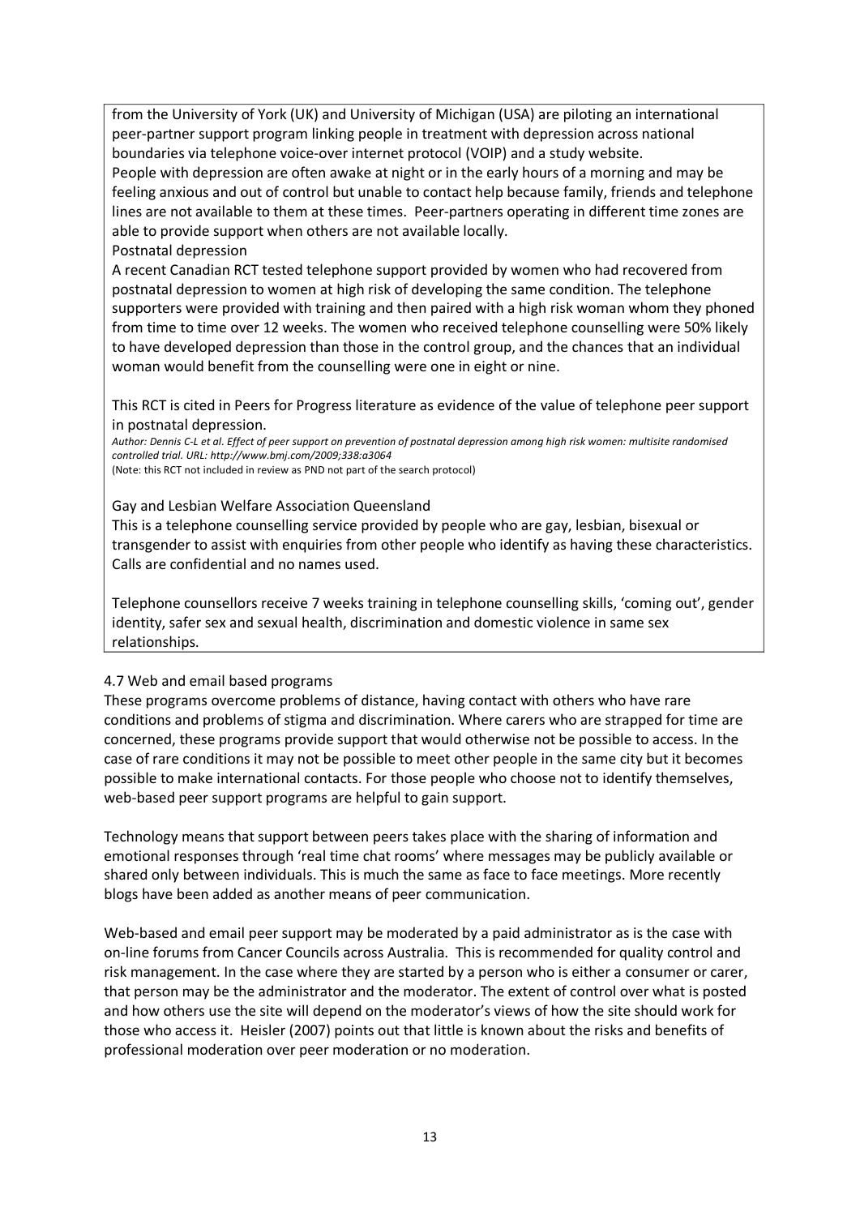from the University of York (UK) and University of Michigan (USA) are piloting an international peer-partner support program linking people in treatment with depression across national boundaries via telephone voice-over internet protocol (VOIP) and a study website.
People with depression are often awake at night or in the early hours of a morning and may be feeling anxious and out of control but unable to contact help because family, friends and telephone lines are not available to them at these times. Peer-partners operating in different time zones are able to provide support when others are not available locally.

Postnatal depression

A recent Canadian RCT tested telephone support provided by women who had recovered from postnatal depression to women at high risk of developing the same condition. The telephone supporters were provided with training and then paired with a high risk woman whom they phoned from time to time over 12 weeks. The women who received telephone counselling were 50% likely to have developed depression than those in the control group, and the chances that an individual woman would benefit from the counselling were one in eight or nine.

This RCT is cited in Peers for Progress literature as evidence of the value of telephone peer support in postnatal depression.

*Author: Dennis C-L et al. Effect of peer support on prevention of postnatal depression among high risk women: multisite randomised controlled trial. URL: http://www.bmj.com/2009;338:a3064*
(Note: this RCT not included in review as PND not part of the search protocol)

Gay and Lesbian Welfare Association Queensland

This is a telephone counselling service provided by people who are gay, lesbian, bisexual or transgender to assist with enquiries from other people who identify as having these characteristics. Calls are confidential and no names used.

Telephone counsellors receive 7 weeks training in telephone counselling skills, 'coming out', gender identity, safer sex and sexual health, discrimination and domestic violence in same sex relationships.

## 4.7 Web and email based programs

These programs overcome problems of distance, having contact with others who have rare conditions and problems of stigma and discrimination. Where carers who are strapped for time are concerned, these programs provide support that would otherwise not be possible to access. In the case of rare conditions it may not be possible to meet other people in the same city but it becomes possible to make international contacts. For those people who choose not to identify themselves, web-based peer support programs are helpful to gain support.

Technology means that support between peers takes place with the sharing of information and emotional responses through 'real time chat rooms' where messages may be publicly available or shared only between individuals. This is much the same as face to face meetings. More recently blogs have been added as another means of peer communication.

Web-based and email peer support may be moderated by a paid administrator as is the case with on-line forums from Cancer Councils across Australia. This is recommended for quality control and risk management. In the case where they are started by a person who is either a consumer or carer, that person may be the administrator and the moderator. The extent of control over what is posted and how others use the site will depend on the moderator's views of how the site should work for those who access it. Heisler (2007) points out that little is known about the risks and benefits of professional moderation over peer moderation or no moderation.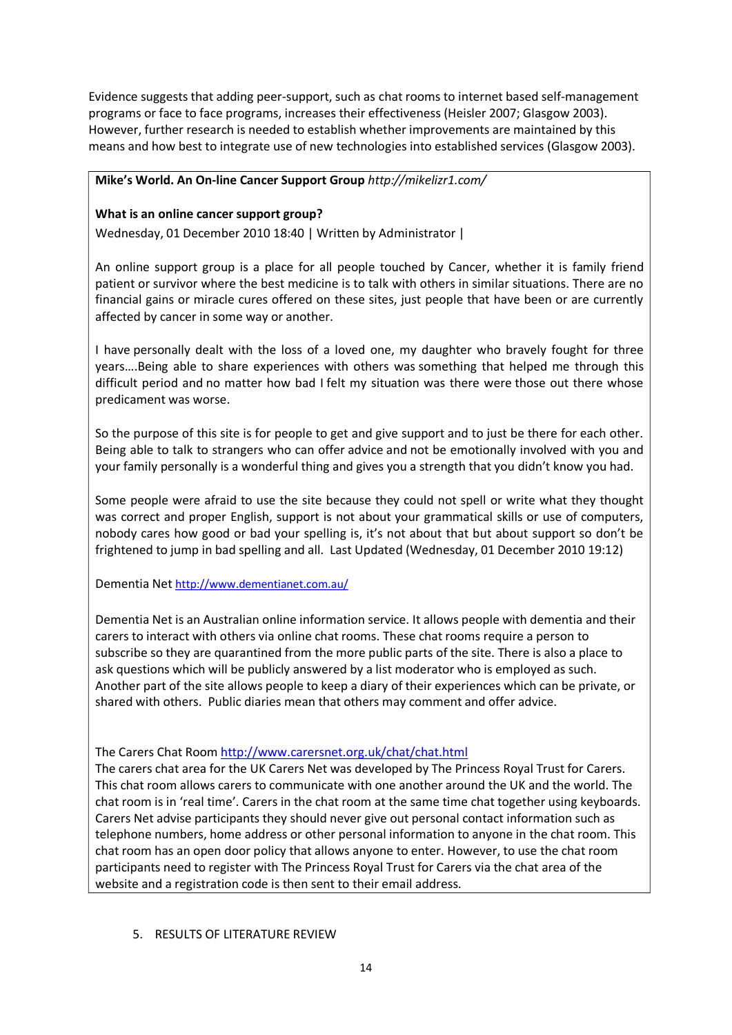Evidence suggests that adding peer-support, such as chat rooms to internet based self-management programs or face to face programs, increases their effectiveness (Heisler 2007; Glasgow 2003). However, further research is needed to establish whether improvements are maintained by this means and how best to integrate use of new technologies into established services (Glasgow 2003).

**Mike's World. An On-line Cancer Support Group** *http://mikelizr1.com/*

**What is an online cancer support group?**

Wednesday, 01 December 2010 18:40 | Written by Administrator |

An online support group is a place for all people touched by Cancer, whether it is family friend patient or survivor where the best medicine is to talk with others in similar situations. There are no financial gains or miracle cures offered on these sites, just people that have been or are currently affected by cancer in some way or another.

I have personally dealt with the loss of a loved one, my daughter who bravely fought for three years….Being able to share experiences with others was something that helped me through this difficult period and no matter how bad I felt my situation was there were those out there whose predicament was worse.

So the purpose of this site is for people to get and give support and to just be there for each other. Being able to talk to strangers who can offer advice and not be emotionally involved with you and your family personally is a wonderful thing and gives you a strength that you didn't know you had.

Some people were afraid to use the site because they could not spell or write what they thought was correct and proper English, support is not about your grammatical skills or use of computers, nobody cares how good or bad your spelling is, it's not about that but about support so don't be frightened to jump in bad spelling and all. Last Updated (Wednesday, 01 December 2010 19:12)

Dementia Net http://www.dementianet.com.au/

Dementia Net is an Australian online information service. It allows people with dementia and their carers to interact with others via online chat rooms. These chat rooms require a person to subscribe so they are quarantined from the more public parts of the site. There is also a place to ask questions which will be publicly answered by a list moderator who is employed as such. Another part of the site allows people to keep a diary of their experiences which can be private, or shared with others. Public diaries mean that others may comment and offer advice.

The Carers Chat Room http://www.carersnet.org.uk/chat/chat.html

The carers chat area for the UK Carers Net was developed by The Princess Royal Trust for Carers. This chat room allows carers to communicate with one another around the UK and the world. The chat room is in 'real time'. Carers in the chat room at the same time chat together using keyboards. Carers Net advise participants they should never give out personal contact information such as telephone numbers, home address or other personal information to anyone in the chat room. This chat room has an open door policy that allows anyone to enter. However, to use the chat room participants need to register with The Princess Royal Trust for Carers via the chat area of the website and a registration code is then sent to their email address.

## 5. RESULTS OF LITERATURE REVIEW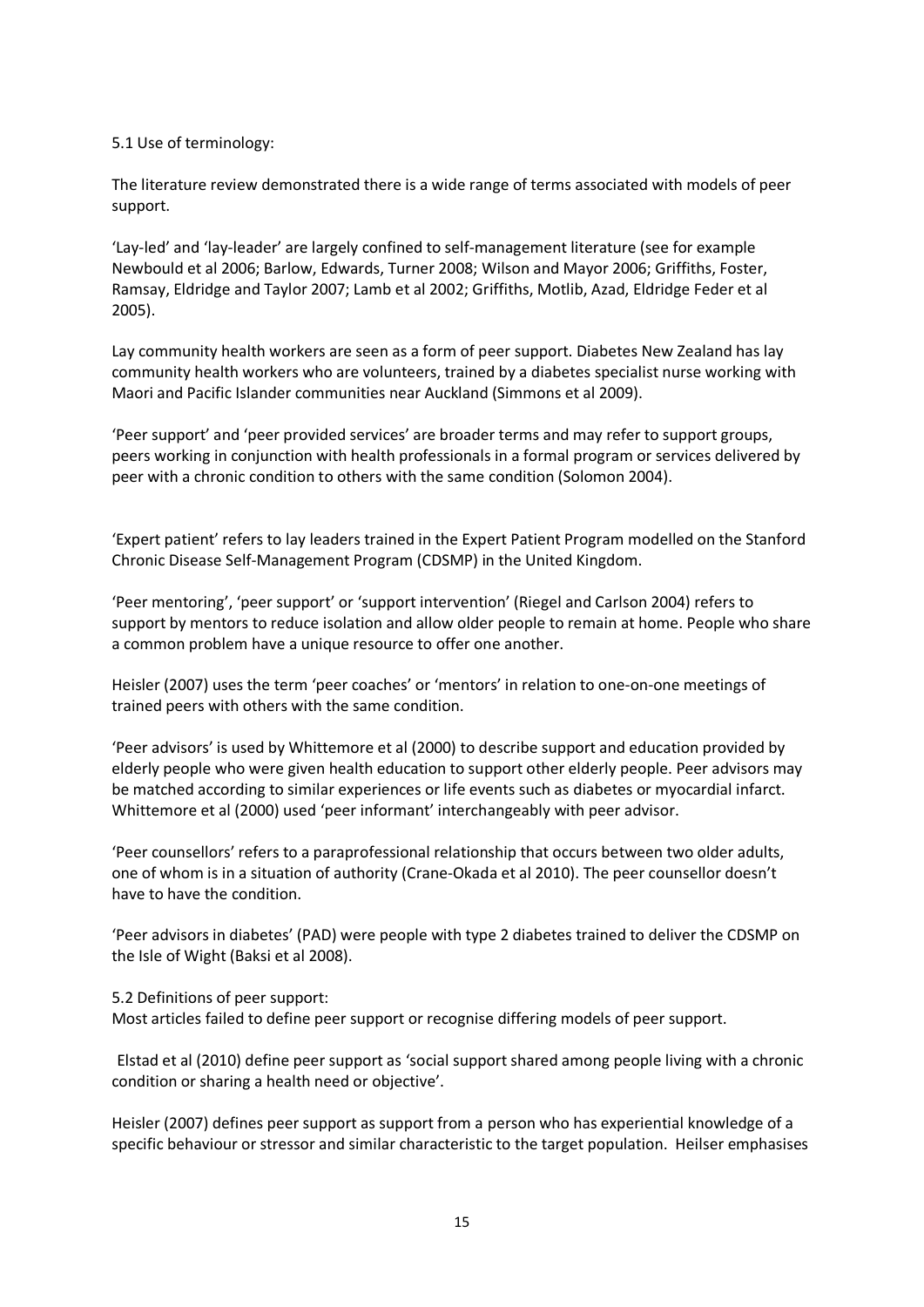5.1 Use of terminology:

The literature review demonstrated there is a wide range of terms associated with models of peer support.

'Lay-led' and 'lay-leader' are largely confined to self-management literature (see for example Newbould et al 2006; Barlow, Edwards, Turner 2008; Wilson and Mayor 2006; Griffiths, Foster, Ramsay, Eldridge and Taylor 2007; Lamb et al 2002; Griffiths, Motlib, Azad, Eldridge Feder et al 2005).

Lay community health workers are seen as a form of peer support. Diabetes New Zealand has lay community health workers who are volunteers, trained by a diabetes specialist nurse working with Maori and Pacific Islander communities near Auckland (Simmons et al 2009).

'Peer support' and 'peer provided services' are broader terms and may refer to support groups, peers working in conjunction with health professionals in a formal program or services delivered by peer with a chronic condition to others with the same condition (Solomon 2004).

'Expert patient' refers to lay leaders trained in the Expert Patient Program modelled on the Stanford Chronic Disease Self-Management Program (CDSMP) in the United Kingdom.

'Peer mentoring', 'peer support' or 'support intervention' (Riegel and Carlson 2004) refers to support by mentors to reduce isolation and allow older people to remain at home. People who share a common problem have a unique resource to offer one another.

Heisler (2007) uses the term 'peer coaches' or 'mentors' in relation to one-on-one meetings of trained peers with others with the same condition.

'Peer advisors' is used by Whittemore et al (2000) to describe support and education provided by elderly people who were given health education to support other elderly people. Peer advisors may be matched according to similar experiences or life events such as diabetes or myocardial infarct. Whittemore et al (2000) used 'peer informant' interchangeably with peer advisor.

'Peer counsellors' refers to a paraprofessional relationship that occurs between two older adults, one of whom is in a situation of authority (Crane-Okada et al 2010). The peer counsellor doesn't have to have the condition.

'Peer advisors in diabetes' (PAD) were people with type 2 diabetes trained to deliver the CDSMP on the Isle of Wight (Baksi et al 2008).

5.2 Definitions of peer support:
Most articles failed to define peer support or recognise differing models of peer support.

Elstad et al (2010) define peer support as 'social support shared among people living with a chronic condition or sharing a health need or objective'.

Heisler (2007) defines peer support as support from a person who has experiential knowledge of a specific behaviour or stressor and similar characteristic to the target population. Heilser emphasises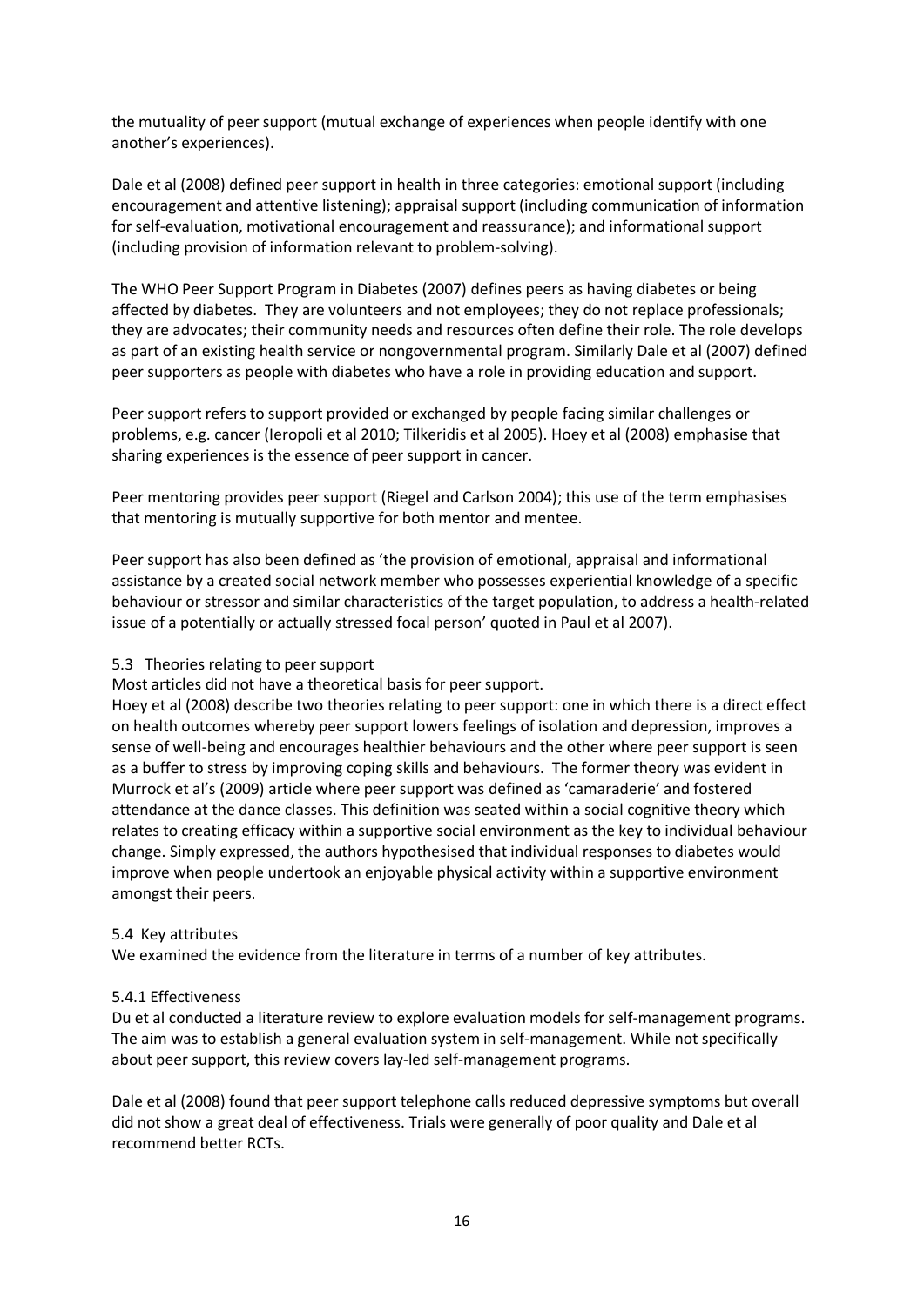the mutuality of peer support (mutual exchange of experiences when people identify with one another's experiences).

Dale et al (2008) defined peer support in health in three categories: emotional support (including encouragement and attentive listening); appraisal support (including communication of information for self-evaluation, motivational encouragement and reassurance); and informational support (including provision of information relevant to problem-solving).

The WHO Peer Support Program in Diabetes (2007) defines peers as having diabetes or being affected by diabetes. They are volunteers and not employees; they do not replace professionals; they are advocates; their community needs and resources often define their role. The role develops as part of an existing health service or nongovernmental program. Similarly Dale et al (2007) defined peer supporters as people with diabetes who have a role in providing education and support.

Peer support refers to support provided or exchanged by people facing similar challenges or problems, e.g. cancer (Ieropoli et al 2010; Tilkeridis et al 2005). Hoey et al (2008) emphasise that sharing experiences is the essence of peer support in cancer.

Peer mentoring provides peer support (Riegel and Carlson 2004); this use of the term emphasises that mentoring is mutually supportive for both mentor and mentee.

Peer support has also been defined as 'the provision of emotional, appraisal and informational assistance by a created social network member who possesses experiential knowledge of a specific behaviour or stressor and similar characteristics of the target population, to address a health-related issue of a potentially or actually stressed focal person' quoted in Paul et al 2007).

### 5.3 Theories relating to peer support

Most articles did not have a theoretical basis for peer support.

Hoey et al (2008) describe two theories relating to peer support: one in which there is a direct effect on health outcomes whereby peer support lowers feelings of isolation and depression, improves a sense of well-being and encourages healthier behaviours and the other where peer support is seen as a buffer to stress by improving coping skills and behaviours. The former theory was evident in Murrock et al's (2009) article where peer support was defined as 'camaraderie' and fostered attendance at the dance classes. This definition was seated within a social cognitive theory which relates to creating efficacy within a supportive social environment as the key to individual behaviour change. Simply expressed, the authors hypothesised that individual responses to diabetes would improve when people undertook an enjoyable physical activity within a supportive environment amongst their peers.

### 5.4 Key attributes

We examined the evidence from the literature in terms of a number of key attributes.

#### 5.4.1 Effectiveness

Du et al conducted a literature review to explore evaluation models for self-management programs. The aim was to establish a general evaluation system in self-management. While not specifically about peer support, this review covers lay-led self-management programs.

Dale et al (2008) found that peer support telephone calls reduced depressive symptoms but overall did not show a great deal of effectiveness. Trials were generally of poor quality and Dale et al recommend better RCTs.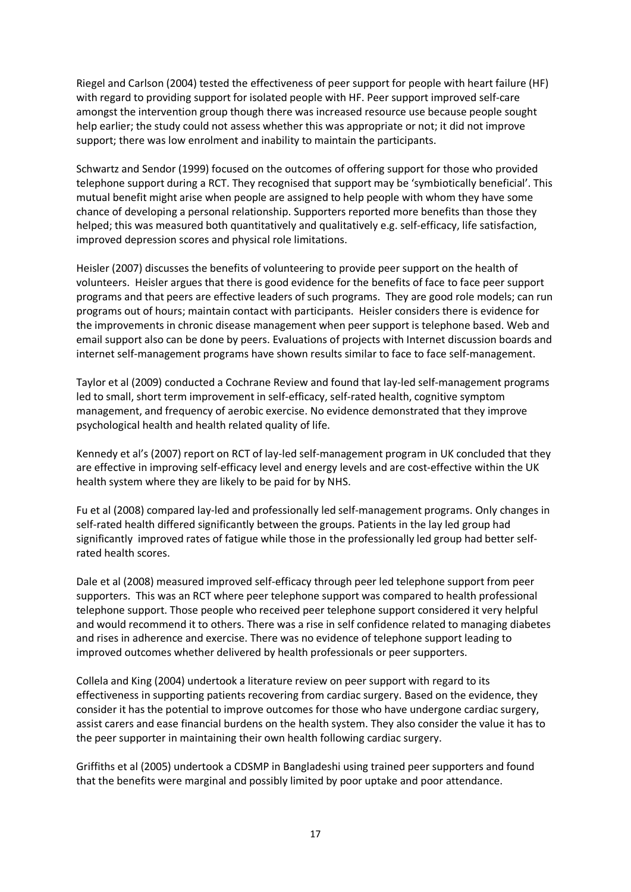Riegel and Carlson (2004) tested the effectiveness of peer support for people with heart failure (HF) with regard to providing support for isolated people with HF. Peer support improved self-care amongst the intervention group though there was increased resource use because people sought help earlier; the study could not assess whether this was appropriate or not; it did not improve support; there was low enrolment and inability to maintain the participants.

Schwartz and Sendor (1999) focused on the outcomes of offering support for those who provided telephone support during a RCT. They recognised that support may be 'symbiotically beneficial'. This mutual benefit might arise when people are assigned to help people with whom they have some chance of developing a personal relationship. Supporters reported more benefits than those they helped; this was measured both quantitatively and qualitatively e.g. self-efficacy, life satisfaction, improved depression scores and physical role limitations.

Heisler (2007) discusses the benefits of volunteering to provide peer support on the health of volunteers. Heisler argues that there is good evidence for the benefits of face to face peer support programs and that peers are effective leaders of such programs. They are good role models; can run programs out of hours; maintain contact with participants. Heisler considers there is evidence for the improvements in chronic disease management when peer support is telephone based. Web and email support also can be done by peers. Evaluations of projects with Internet discussion boards and internet self-management programs have shown results similar to face to face self-management.

Taylor et al (2009) conducted a Cochrane Review and found that lay-led self-management programs led to small, short term improvement in self-efficacy, self-rated health, cognitive symptom management, and frequency of aerobic exercise. No evidence demonstrated that they improve psychological health and health related quality of life.

Kennedy et al's (2007) report on RCT of lay-led self-management program in UK concluded that they are effective in improving self-efficacy level and energy levels and are cost-effective within the UK health system where they are likely to be paid for by NHS.

Fu et al (2008) compared lay-led and professionally led self-management programs. Only changes in self-rated health differed significantly between the groups. Patients in the lay led group had significantly improved rates of fatigue while those in the professionally led group had better self-rated health scores.

Dale et al (2008) measured improved self-efficacy through peer led telephone support from peer supporters. This was an RCT where peer telephone support was compared to health professional telephone support. Those people who received peer telephone support considered it very helpful and would recommend it to others. There was a rise in self confidence related to managing diabetes and rises in adherence and exercise. There was no evidence of telephone support leading to improved outcomes whether delivered by health professionals or peer supporters.

Collela and King (2004) undertook a literature review on peer support with regard to its effectiveness in supporting patients recovering from cardiac surgery. Based on the evidence, they consider it has the potential to improve outcomes for those who have undergone cardiac surgery, assist carers and ease financial burdens on the health system. They also consider the value it has to the peer supporter in maintaining their own health following cardiac surgery.

Griffiths et al (2005) undertook a CDSMP in Bangladeshi using trained peer supporters and found that the benefits were marginal and possibly limited by poor uptake and poor attendance.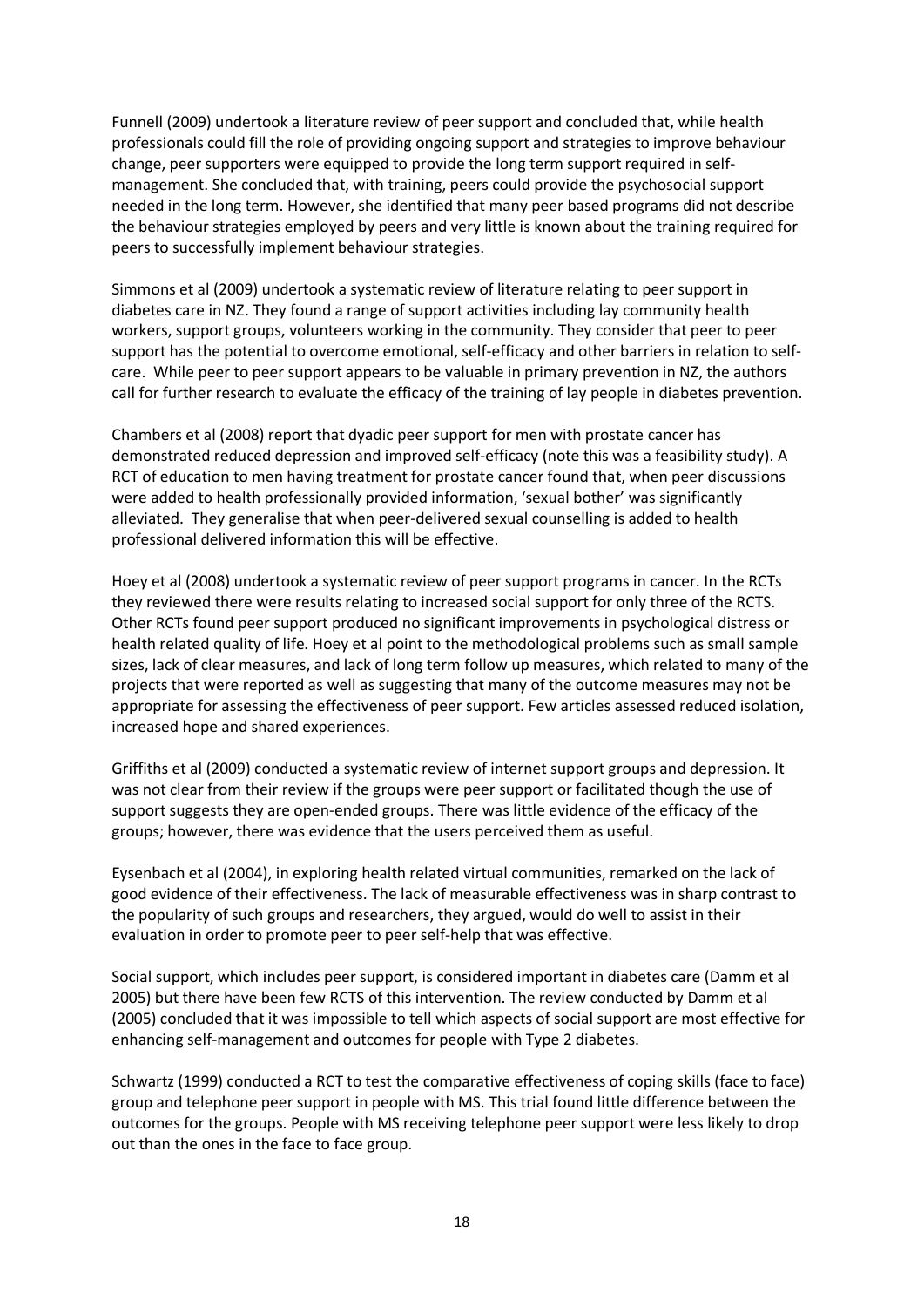Funnell (2009) undertook a literature review of peer support and concluded that, while health professionals could fill the role of providing ongoing support and strategies to improve behaviour change, peer supporters were equipped to provide the long term support required in self-management. She concluded that, with training, peers could provide the psychosocial support needed in the long term. However, she identified that many peer based programs did not describe the behaviour strategies employed by peers and very little is known about the training required for peers to successfully implement behaviour strategies.

Simmons et al (2009) undertook a systematic review of literature relating to peer support in diabetes care in NZ. They found a range of support activities including lay community health workers, support groups, volunteers working in the community. They consider that peer to peer support has the potential to overcome emotional, self-efficacy and other barriers in relation to self-care. While peer to peer support appears to be valuable in primary prevention in NZ, the authors call for further research to evaluate the efficacy of the training of lay people in diabetes prevention.

Chambers et al (2008) report that dyadic peer support for men with prostate cancer has demonstrated reduced depression and improved self-efficacy (note this was a feasibility study). A RCT of education to men having treatment for prostate cancer found that, when peer discussions were added to health professionally provided information, 'sexual bother' was significantly alleviated. They generalise that when peer-delivered sexual counselling is added to health professional delivered information this will be effective.

Hoey et al (2008) undertook a systematic review of peer support programs in cancer. In the RCTs they reviewed there were results relating to increased social support for only three of the RCTS. Other RCTs found peer support produced no significant improvements in psychological distress or health related quality of life. Hoey et al point to the methodological problems such as small sample sizes, lack of clear measures, and lack of long term follow up measures, which related to many of the projects that were reported as well as suggesting that many of the outcome measures may not be appropriate for assessing the effectiveness of peer support. Few articles assessed reduced isolation, increased hope and shared experiences.

Griffiths et al (2009) conducted a systematic review of internet support groups and depression. It was not clear from their review if the groups were peer support or facilitated though the use of support suggests they are open-ended groups. There was little evidence of the efficacy of the groups; however, there was evidence that the users perceived them as useful.

Eysenbach et al (2004), in exploring health related virtual communities, remarked on the lack of good evidence of their effectiveness. The lack of measurable effectiveness was in sharp contrast to the popularity of such groups and researchers, they argued, would do well to assist in their evaluation in order to promote peer to peer self-help that was effective.

Social support, which includes peer support, is considered important in diabetes care (Damm et al 2005) but there have been few RCTS of this intervention. The review conducted by Damm et al (2005) concluded that it was impossible to tell which aspects of social support are most effective for enhancing self-management and outcomes for people with Type 2 diabetes.

Schwartz (1999) conducted a RCT to test the comparative effectiveness of coping skills (face to face) group and telephone peer support in people with MS. This trial found little difference between the outcomes for the groups. People with MS receiving telephone peer support were less likely to drop out than the ones in the face to face group.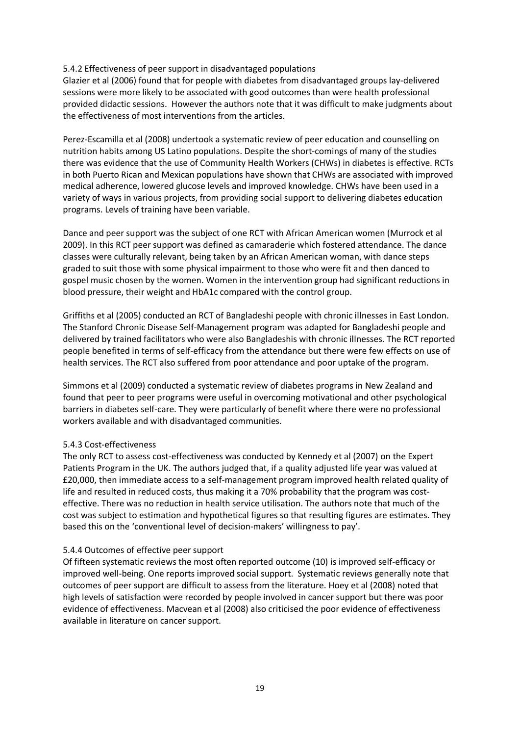### 5.4.2 Effectiveness of peer support in disadvantaged populations

Glazier et al (2006) found that for people with diabetes from disadvantaged groups lay-delivered sessions were more likely to be associated with good outcomes than were health professional provided didactic sessions. However the authors note that it was difficult to make judgments about the effectiveness of most interventions from the articles.

Perez-Escamilla et al (2008) undertook a systematic review of peer education and counselling on nutrition habits among US Latino populations. Despite the short-comings of many of the studies there was evidence that the use of Community Health Workers (CHWs) in diabetes is effective. RCTs in both Puerto Rican and Mexican populations have shown that CHWs are associated with improved medical adherence, lowered glucose levels and improved knowledge. CHWs have been used in a variety of ways in various projects, from providing social support to delivering diabetes education programs. Levels of training have been variable.

Dance and peer support was the subject of one RCT with African American women (Murrock et al 2009). In this RCT peer support was defined as camaraderie which fostered attendance. The dance classes were culturally relevant, being taken by an African American woman, with dance steps graded to suit those with some physical impairment to those who were fit and then danced to gospel music chosen by the women. Women in the intervention group had significant reductions in blood pressure, their weight and HbA1c compared with the control group.

Griffiths et al (2005) conducted an RCT of Bangladeshi people with chronic illnesses in East London. The Stanford Chronic Disease Self-Management program was adapted for Bangladeshi people and delivered by trained facilitators who were also Bangladeshis with chronic illnesses. The RCT reported people benefited in terms of self-efficacy from the attendance but there were few effects on use of health services. The RCT also suffered from poor attendance and poor uptake of the program.

Simmons et al (2009) conducted a systematic review of diabetes programs in New Zealand and found that peer to peer programs were useful in overcoming motivational and other psychological barriers in diabetes self-care. They were particularly of benefit where there were no professional workers available and with disadvantaged communities.

### 5.4.3 Cost-effectiveness

The only RCT to assess cost-effectiveness was conducted by Kennedy et al (2007) on the Expert Patients Program in the UK. The authors judged that, if a quality adjusted life year was valued at £20,000, then immediate access to a self-management program improved health related quality of life and resulted in reduced costs, thus making it a 70% probability that the program was cost-effective. There was no reduction in health service utilisation. The authors note that much of the cost was subject to estimation and hypothetical figures so that resulting figures are estimates. They based this on the 'conventional level of decision-makers' willingness to pay'.

### 5.4.4 Outcomes of effective peer support

Of fifteen systematic reviews the most often reported outcome (10) is improved self-efficacy or improved well-being. One reports improved social support. Systematic reviews generally note that outcomes of peer support are difficult to assess from the literature. Hoey et al (2008) noted that high levels of satisfaction were recorded by people involved in cancer support but there was poor evidence of effectiveness. Macvean et al (2008) also criticised the poor evidence of effectiveness available in literature on cancer support.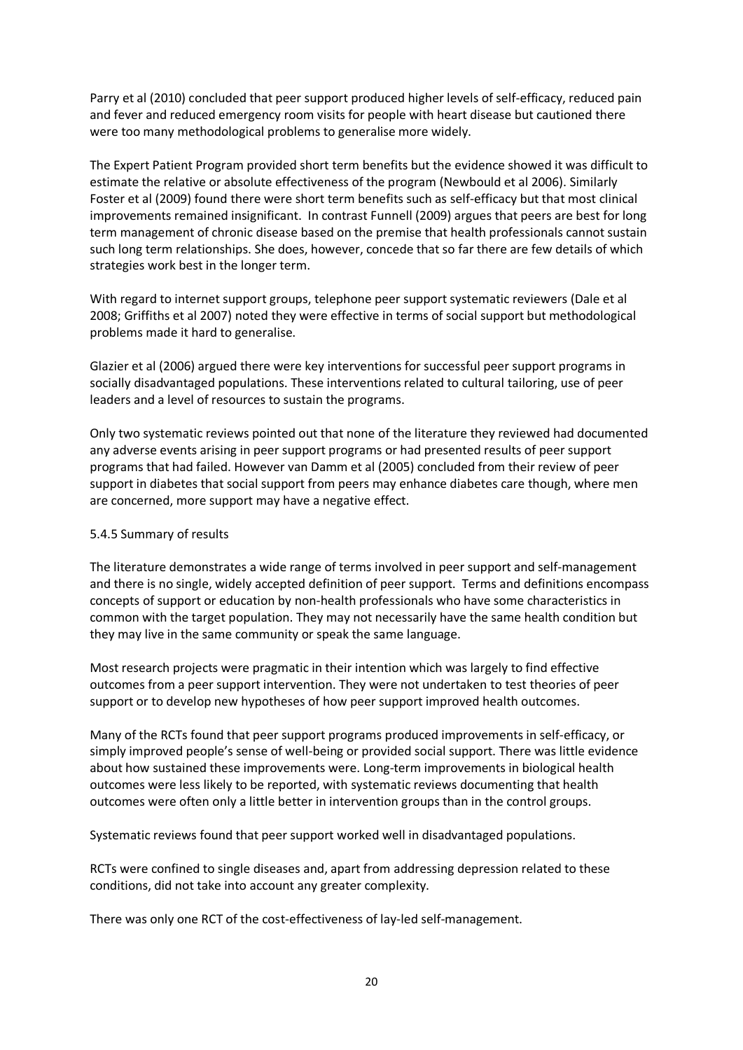Parry et al (2010) concluded that peer support produced higher levels of self-efficacy, reduced pain and fever and reduced emergency room visits for people with heart disease but cautioned there were too many methodological problems to generalise more widely.

The Expert Patient Program provided short term benefits but the evidence showed it was difficult to estimate the relative or absolute effectiveness of the program (Newbould et al 2006). Similarly Foster et al (2009) found there were short term benefits such as self-efficacy but that most clinical improvements remained insignificant. In contrast Funnell (2009) argues that peers are best for long term management of chronic disease based on the premise that health professionals cannot sustain such long term relationships. She does, however, concede that so far there are few details of which strategies work best in the longer term.

With regard to internet support groups, telephone peer support systematic reviewers (Dale et al 2008; Griffiths et al 2007) noted they were effective in terms of social support but methodological problems made it hard to generalise.

Glazier et al (2006) argued there were key interventions for successful peer support programs in socially disadvantaged populations. These interventions related to cultural tailoring, use of peer leaders and a level of resources to sustain the programs.

Only two systematic reviews pointed out that none of the literature they reviewed had documented any adverse events arising in peer support programs or had presented results of peer support programs that had failed. However van Damm et al (2005) concluded from their review of peer support in diabetes that social support from peers may enhance diabetes care though, where men are concerned, more support may have a negative effect.

### 5.4.5 Summary of results

The literature demonstrates a wide range of terms involved in peer support and self-management and there is no single, widely accepted definition of peer support. Terms and definitions encompass concepts of support or education by non-health professionals who have some characteristics in common with the target population. They may not necessarily have the same health condition but they may live in the same community or speak the same language.

Most research projects were pragmatic in their intention which was largely to find effective outcomes from a peer support intervention. They were not undertaken to test theories of peer support or to develop new hypotheses of how peer support improved health outcomes.

Many of the RCTs found that peer support programs produced improvements in self-efficacy, or simply improved people's sense of well-being or provided social support. There was little evidence about how sustained these improvements were. Long-term improvements in biological health outcomes were less likely to be reported, with systematic reviews documenting that health outcomes were often only a little better in intervention groups than in the control groups.

Systematic reviews found that peer support worked well in disadvantaged populations.

RCTs were confined to single diseases and, apart from addressing depression related to these conditions, did not take into account any greater complexity.

There was only one RCT of the cost-effectiveness of lay-led self-management.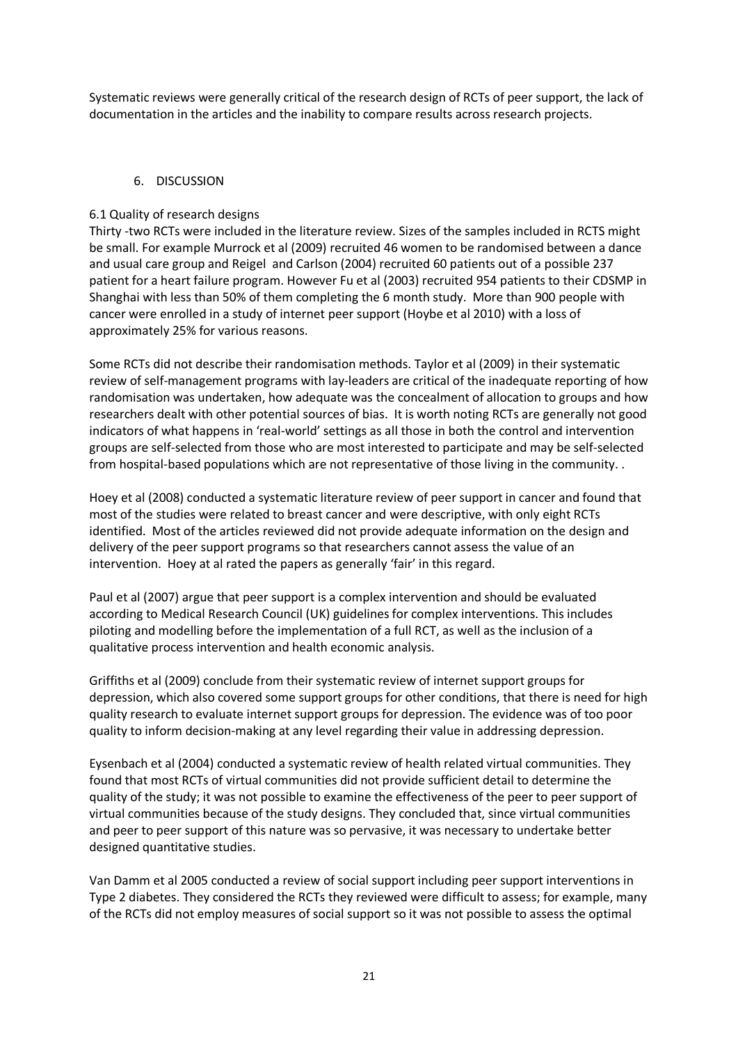Systematic reviews were generally critical of the research design of RCTs of peer support, the lack of documentation in the articles and the inability to compare results across research projects.

## 6. DISCUSSION

### 6.1 Quality of research designs

Thirty -two RCTs were included in the literature review. Sizes of the samples included in RCTS might be small. For example Murrock et al (2009) recruited 46 women to be randomised between a dance and usual care group and Reigel and Carlson (2004) recruited 60 patients out of a possible 237 patient for a heart failure program. However Fu et al (2003) recruited 954 patients to their CDSMP in Shanghai with less than 50% of them completing the 6 month study. More than 900 people with cancer were enrolled in a study of internet peer support (Hoybe et al 2010) with a loss of approximately 25% for various reasons.

Some RCTs did not describe their randomisation methods. Taylor et al (2009) in their systematic review of self-management programs with lay-leaders are critical of the inadequate reporting of how randomisation was undertaken, how adequate was the concealment of allocation to groups and how researchers dealt with other potential sources of bias. It is worth noting RCTs are generally not good indicators of what happens in 'real-world' settings as all those in both the control and intervention groups are self-selected from those who are most interested to participate and may be self-selected from hospital-based populations which are not representative of those living in the community. .

Hoey et al (2008) conducted a systematic literature review of peer support in cancer and found that most of the studies were related to breast cancer and were descriptive, with only eight RCTs identified. Most of the articles reviewed did not provide adequate information on the design and delivery of the peer support programs so that researchers cannot assess the value of an intervention. Hoey at al rated the papers as generally 'fair' in this regard.

Paul et al (2007) argue that peer support is a complex intervention and should be evaluated according to Medical Research Council (UK) guidelines for complex interventions. This includes piloting and modelling before the implementation of a full RCT, as well as the inclusion of a qualitative process intervention and health economic analysis.

Griffiths et al (2009) conclude from their systematic review of internet support groups for depression, which also covered some support groups for other conditions, that there is need for high quality research to evaluate internet support groups for depression. The evidence was of too poor quality to inform decision-making at any level regarding their value in addressing depression.

Eysenbach et al (2004) conducted a systematic review of health related virtual communities. They found that most RCTs of virtual communities did not provide sufficient detail to determine the quality of the study; it was not possible to examine the effectiveness of the peer to peer support of virtual communities because of the study designs. They concluded that, since virtual communities and peer to peer support of this nature was so pervasive, it was necessary to undertake better designed quantitative studies.

Van Damm et al 2005 conducted a review of social support including peer support interventions in Type 2 diabetes. They considered the RCTs they reviewed were difficult to assess; for example, many of the RCTs did not employ measures of social support so it was not possible to assess the optimal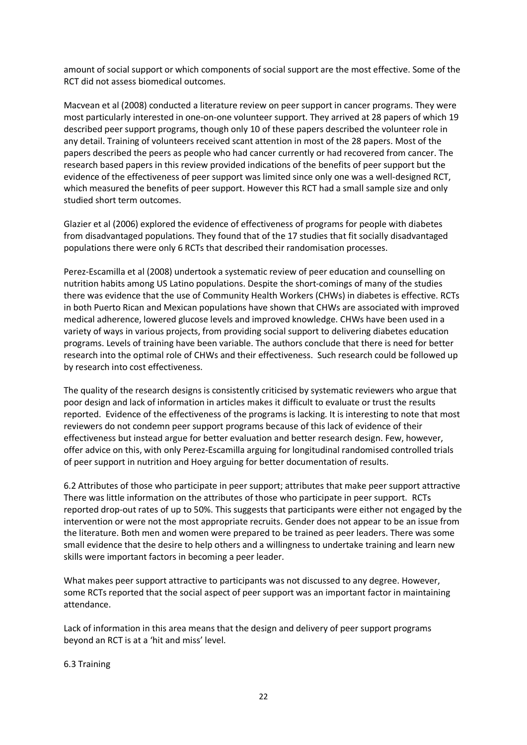amount of social support or which components of social support are the most effective. Some of the RCT did not assess biomedical outcomes.

Macvean et al (2008) conducted a literature review on peer support in cancer programs. They were most particularly interested in one-on-one volunteer support. They arrived at 28 papers of which 19 described peer support programs, though only 10 of these papers described the volunteer role in any detail. Training of volunteers received scant attention in most of the 28 papers. Most of the papers described the peers as people who had cancer currently or had recovered from cancer. The research based papers in this review provided indications of the benefits of peer support but the evidence of the effectiveness of peer support was limited since only one was a well-designed RCT, which measured the benefits of peer support. However this RCT had a small sample size and only studied short term outcomes.

Glazier et al (2006) explored the evidence of effectiveness of programs for people with diabetes from disadvantaged populations. They found that of the 17 studies that fit socially disadvantaged populations there were only 6 RCTs that described their randomisation processes.

Perez-Escamilla et al (2008) undertook a systematic review of peer education and counselling on nutrition habits among US Latino populations. Despite the short-comings of many of the studies there was evidence that the use of Community Health Workers (CHWs) in diabetes is effective. RCTs in both Puerto Rican and Mexican populations have shown that CHWs are associated with improved medical adherence, lowered glucose levels and improved knowledge. CHWs have been used in a variety of ways in various projects, from providing social support to delivering diabetes education programs. Levels of training have been variable. The authors conclude that there is need for better research into the optimal role of CHWs and their effectiveness. Such research could be followed up by research into cost effectiveness.

The quality of the research designs is consistently criticised by systematic reviewers who argue that poor design and lack of information in articles makes it difficult to evaluate or trust the results reported. Evidence of the effectiveness of the programs is lacking. It is interesting to note that most reviewers do not condemn peer support programs because of this lack of evidence of their effectiveness but instead argue for better evaluation and better research design. Few, however, offer advice on this, with only Perez-Escamilla arguing for longitudinal randomised controlled trials of peer support in nutrition and Hoey arguing for better documentation of results.

### 6.2 Attributes of those who participate in peer support; attributes that make peer support attractive

There was little information on the attributes of those who participate in peer support. RCTs reported drop-out rates of up to 50%. This suggests that participants were either not engaged by the intervention or were not the most appropriate recruits. Gender does not appear to be an issue from the literature. Both men and women were prepared to be trained as peer leaders. There was some small evidence that the desire to help others and a willingness to undertake training and learn new skills were important factors in becoming a peer leader.

What makes peer support attractive to participants was not discussed to any degree. However, some RCTs reported that the social aspect of peer support was an important factor in maintaining attendance.

Lack of information in this area means that the design and delivery of peer support programs beyond an RCT is at a 'hit and miss' level.

### 6.3 Training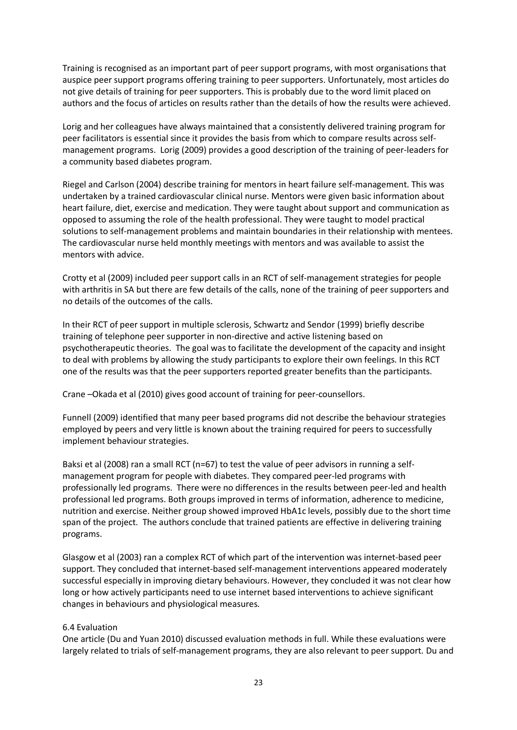Training is recognised as an important part of peer support programs, with most organisations that auspice peer support programs offering training to peer supporters. Unfortunately, most articles do not give details of training for peer supporters. This is probably due to the word limit placed on authors and the focus of articles on results rather than the details of how the results were achieved.

Lorig and her colleagues have always maintained that a consistently delivered training program for peer facilitators is essential since it provides the basis from which to compare results across self-management programs. Lorig (2009) provides a good description of the training of peer-leaders for a community based diabetes program.

Riegel and Carlson (2004) describe training for mentors in heart failure self-management. This was undertaken by a trained cardiovascular clinical nurse. Mentors were given basic information about heart failure, diet, exercise and medication. They were taught about support and communication as opposed to assuming the role of the health professional. They were taught to model practical solutions to self-management problems and maintain boundaries in their relationship with mentees. The cardiovascular nurse held monthly meetings with mentors and was available to assist the mentors with advice.

Crotty et al (2009) included peer support calls in an RCT of self-management strategies for people with arthritis in SA but there are few details of the calls, none of the training of peer supporters and no details of the outcomes of the calls.

In their RCT of peer support in multiple sclerosis, Schwartz and Sendor (1999) briefly describe training of telephone peer supporter in non-directive and active listening based on psychotherapeutic theories. The goal was to facilitate the development of the capacity and insight to deal with problems by allowing the study participants to explore their own feelings. In this RCT one of the results was that the peer supporters reported greater benefits than the participants.

Crane –Okada et al (2010) gives good account of training for peer-counsellors.

Funnell (2009) identified that many peer based programs did not describe the behaviour strategies employed by peers and very little is known about the training required for peers to successfully implement behaviour strategies.

Baksi et al (2008) ran a small RCT (n=67) to test the value of peer advisors in running a self-management program for people with diabetes. They compared peer-led programs with professionally led programs. There were no differences in the results between peer-led and health professional led programs. Both groups improved in terms of information, adherence to medicine, nutrition and exercise. Neither group showed improved HbA1c levels, possibly due to the short time span of the project. The authors conclude that trained patients are effective in delivering training programs.

Glasgow et al (2003) ran a complex RCT of which part of the intervention was internet-based peer support. They concluded that internet-based self-management interventions appeared moderately successful especially in improving dietary behaviours. However, they concluded it was not clear how long or how actively participants need to use internet based interventions to achieve significant changes in behaviours and physiological measures.

### 6.4 Evaluation

One article (Du and Yuan 2010) discussed evaluation methods in full. While these evaluations were largely related to trials of self-management programs, they are also relevant to peer support. Du and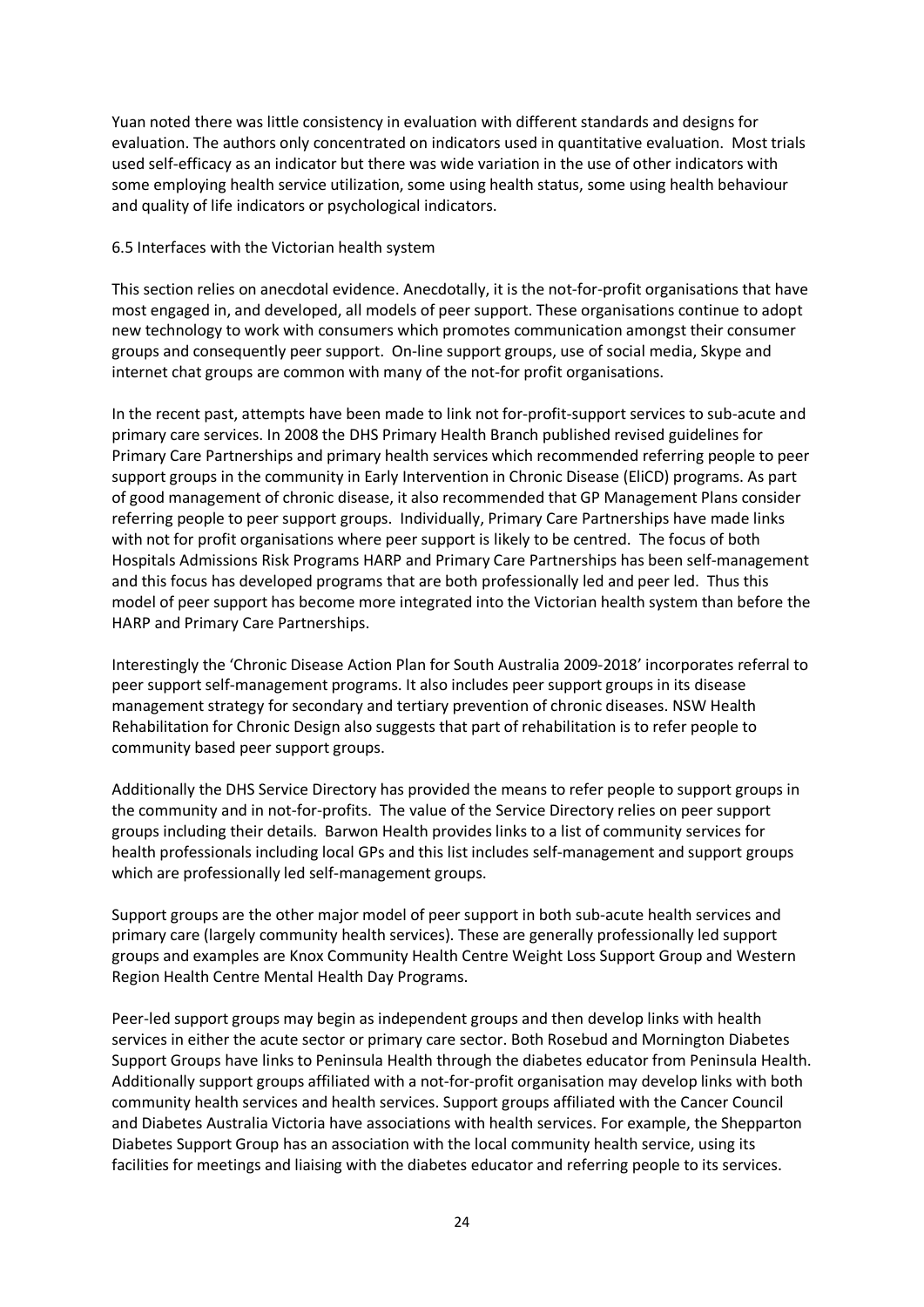Yuan noted there was little consistency in evaluation with different standards and designs for evaluation. The authors only concentrated on indicators used in quantitative evaluation. Most trials used self-efficacy as an indicator but there was wide variation in the use of other indicators with some employing health service utilization, some using health status, some using health behaviour and quality of life indicators or psychological indicators.

### 6.5 Interfaces with the Victorian health system

This section relies on anecdotal evidence. Anecdotally, it is the not-for-profit organisations that have most engaged in, and developed, all models of peer support. These organisations continue to adopt new technology to work with consumers which promotes communication amongst their consumer groups and consequently peer support. On-line support groups, use of social media, Skype and internet chat groups are common with many of the not-for profit organisations.

In the recent past, attempts have been made to link not for-profit-support services to sub-acute and primary care services. In 2008 the DHS Primary Health Branch published revised guidelines for Primary Care Partnerships and primary health services which recommended referring people to peer support groups in the community in Early Intervention in Chronic Disease (EliCD) programs. As part of good management of chronic disease, it also recommended that GP Management Plans consider referring people to peer support groups. Individually, Primary Care Partnerships have made links with not for profit organisations where peer support is likely to be centred. The focus of both Hospitals Admissions Risk Programs HARP and Primary Care Partnerships has been self-management and this focus has developed programs that are both professionally led and peer led. Thus this model of peer support has become more integrated into the Victorian health system than before the HARP and Primary Care Partnerships.

Interestingly the 'Chronic Disease Action Plan for South Australia 2009-2018' incorporates referral to peer support self-management programs. It also includes peer support groups in its disease management strategy for secondary and tertiary prevention of chronic diseases. NSW Health Rehabilitation for Chronic Design also suggests that part of rehabilitation is to refer people to community based peer support groups.

Additionally the DHS Service Directory has provided the means to refer people to support groups in the community and in not-for-profits. The value of the Service Directory relies on peer support groups including their details. Barwon Health provides links to a list of community services for health professionals including local GPs and this list includes self-management and support groups which are professionally led self-management groups.

Support groups are the other major model of peer support in both sub-acute health services and primary care (largely community health services). These are generally professionally led support groups and examples are Knox Community Health Centre Weight Loss Support Group and Western Region Health Centre Mental Health Day Programs.

Peer-led support groups may begin as independent groups and then develop links with health services in either the acute sector or primary care sector. Both Rosebud and Mornington Diabetes Support Groups have links to Peninsula Health through the diabetes educator from Peninsula Health. Additionally support groups affiliated with a not-for-profit organisation may develop links with both community health services and health services. Support groups affiliated with the Cancer Council and Diabetes Australia Victoria have associations with health services. For example, the Shepparton Diabetes Support Group has an association with the local community health service, using its facilities for meetings and liaising with the diabetes educator and referring people to its services.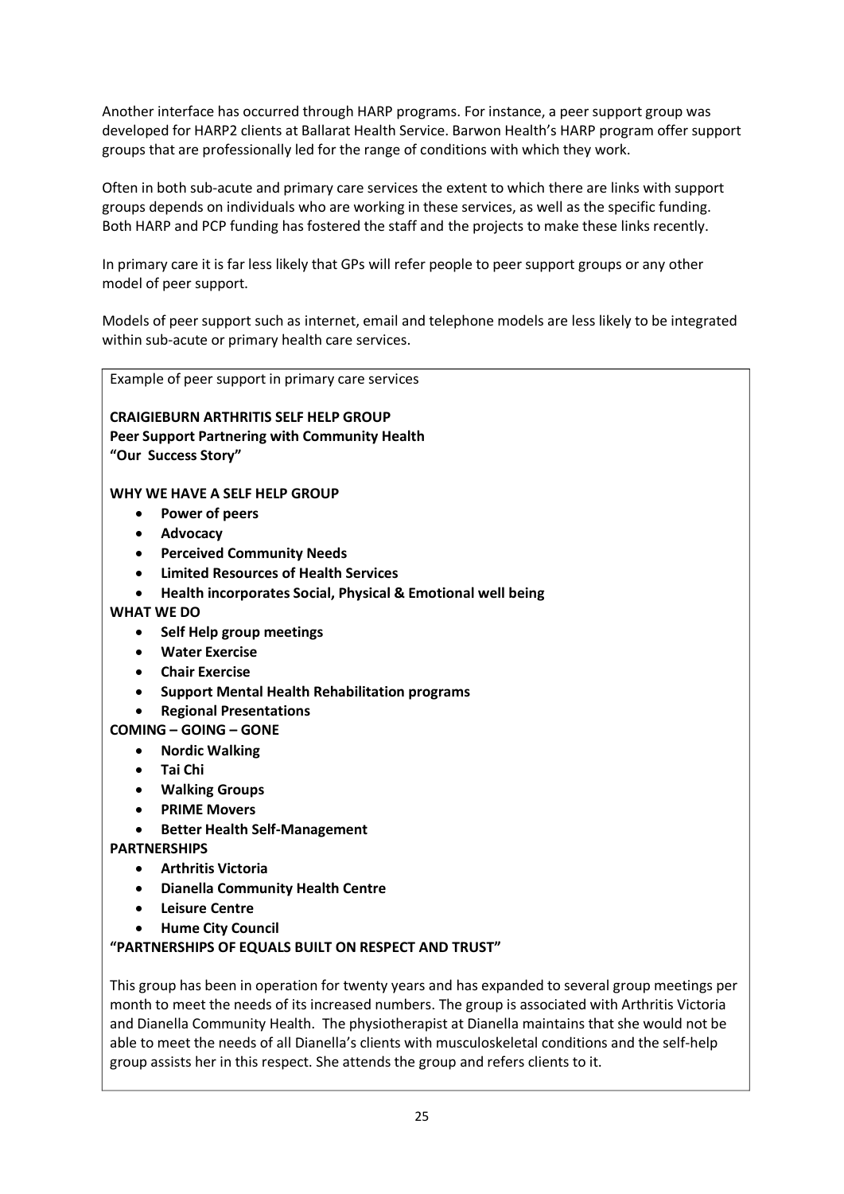Another interface has occurred through HARP programs. For instance, a peer support group was developed for HARP2 clients at Ballarat Health Service. Barwon Health's HARP program offer support groups that are professionally led for the range of conditions with which they work.

Often in both sub-acute and primary care services the extent to which there are links with support groups depends on individuals who are working in these services, as well as the specific funding. Both HARP and PCP funding has fostered the staff and the projects to make these links recently.

In primary care it is far less likely that GPs will refer people to peer support groups or any other model of peer support.

Models of peer support such as internet, email and telephone models are less likely to be integrated within sub-acute or primary health care services.

Example of peer support in primary care services

**CRAIGIEBURN ARTHRITIS SELF HELP GROUP**
**Peer Support Partnering with Community Health**
**"Our Success Story"**

**WHY WE HAVE A SELF HELP GROUP**

- **Power of peers**
- **Advocacy**
- **Perceived Community Needs**
- **Limited Resources of Health Services**
- **Health incorporates Social, Physical & Emotional well being**

**WHAT WE DO**

- **Self Help group meetings**
- **Water Exercise**
- **Chair Exercise**
- **Support Mental Health Rehabilitation programs**
- **Regional Presentations**

**COMING – GOING – GONE**

- **Nordic Walking**
- **Tai Chi**
- **Walking Groups**
- **PRIME Movers**
- **Better Health Self-Management**

**PARTNERSHIPS**

- **Arthritis Victoria**
- **Dianella Community Health Centre**
- **Leisure Centre**
- **Hume City Council**

**"PARTNERSHIPS OF EQUALS BUILT ON RESPECT AND TRUST"**

This group has been in operation for twenty years and has expanded to several group meetings per month to meet the needs of its increased numbers. The group is associated with Arthritis Victoria and Dianella Community Health. The physiotherapist at Dianella maintains that she would not be able to meet the needs of all Dianella's clients with musculoskeletal conditions and the self-help group assists her in this respect. She attends the group and refers clients to it.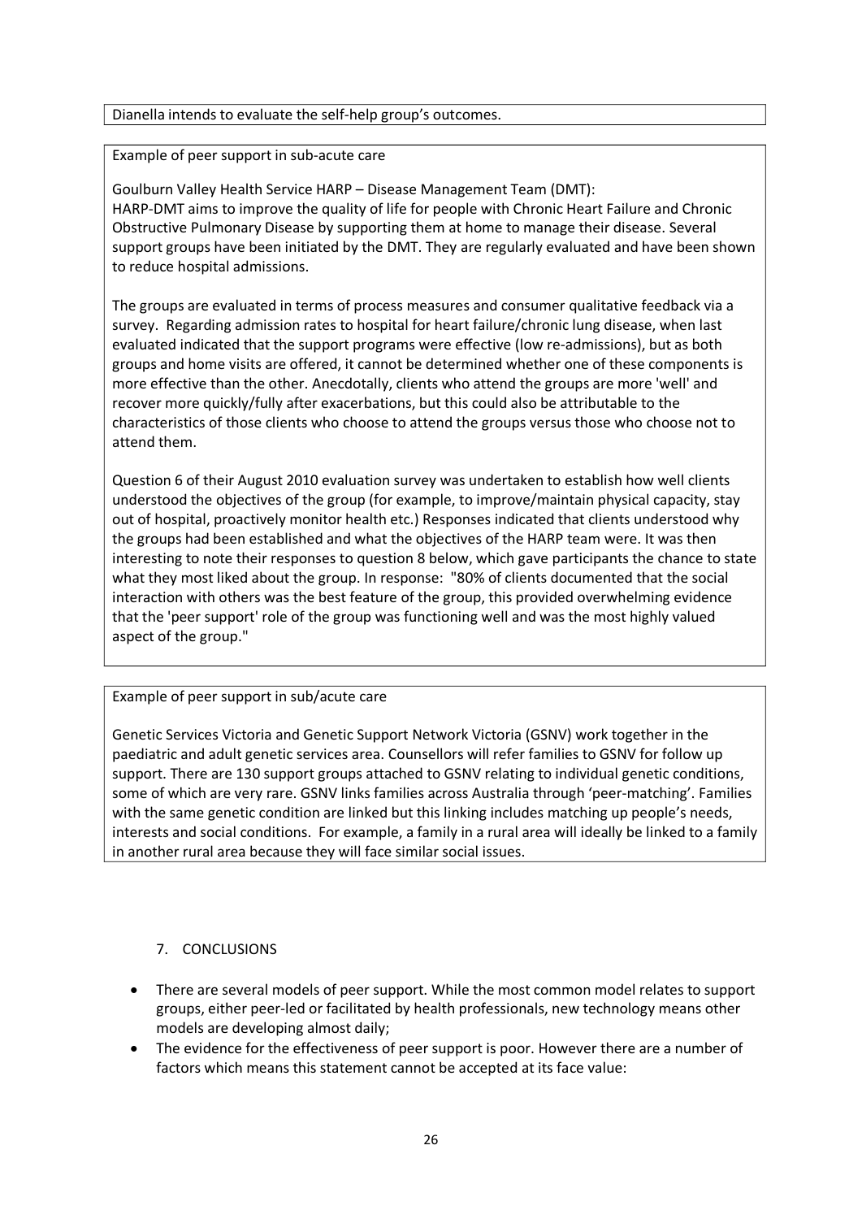Dianella intends to evaluate the self-help group's outcomes.

Example of peer support in sub-acute care

Goulburn Valley Health Service HARP – Disease Management Team (DMT):
HARP-DMT aims to improve the quality of life for people with Chronic Heart Failure and Chronic Obstructive Pulmonary Disease by supporting them at home to manage their disease. Several support groups have been initiated by the DMT. They are regularly evaluated and have been shown to reduce hospital admissions.

The groups are evaluated in terms of process measures and consumer qualitative feedback via a survey. Regarding admission rates to hospital for heart failure/chronic lung disease, when last evaluated indicated that the support programs were effective (low re-admissions), but as both groups and home visits are offered, it cannot be determined whether one of these components is more effective than the other. Anecdotally, clients who attend the groups are more 'well' and recover more quickly/fully after exacerbations, but this could also be attributable to the characteristics of those clients who choose to attend the groups versus those who choose not to attend them.

Question 6 of their August 2010 evaluation survey was undertaken to establish how well clients understood the objectives of the group (for example, to improve/maintain physical capacity, stay out of hospital, proactively monitor health etc.) Responses indicated that clients understood why the groups had been established and what the objectives of the HARP team were. It was then interesting to note their responses to question 8 below, which gave participants the chance to state what they most liked about the group. In response: "80% of clients documented that the social interaction with others was the best feature of the group, this provided overwhelming evidence that the 'peer support' role of the group was functioning well and was the most highly valued aspect of the group."

Example of peer support in sub/acute care

Genetic Services Victoria and Genetic Support Network Victoria (GSNV) work together in the paediatric and adult genetic services area. Counsellors will refer families to GSNV for follow up support. There are 130 support groups attached to GSNV relating to individual genetic conditions, some of which are very rare. GSNV links families across Australia through 'peer-matching'. Families with the same genetic condition are linked but this linking includes matching up people's needs, interests and social conditions. For example, a family in a rural area will ideally be linked to a family in another rural area because they will face similar social issues.

## 7. CONCLUSIONS

- There are several models of peer support. While the most common model relates to support groups, either peer-led or facilitated by health professionals, new technology means other models are developing almost daily;
- The evidence for the effectiveness of peer support is poor. However there are a number of factors which means this statement cannot be accepted at its face value: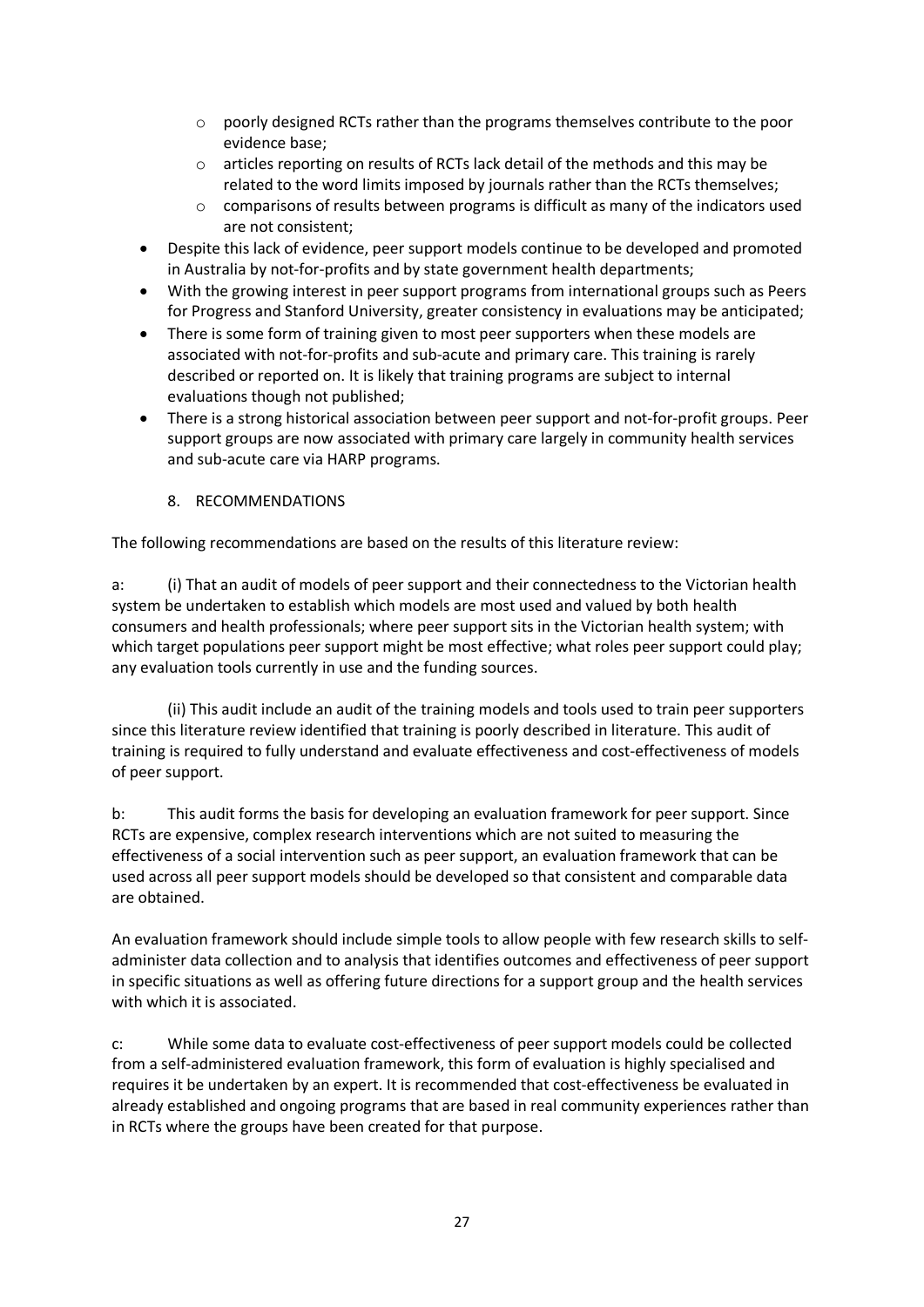- poorly designed RCTs rather than the programs themselves contribute to the poor evidence base;
  - articles reporting on results of RCTs lack detail of the methods and this may be related to the word limits imposed by journals rather than the RCTs themselves;
  - comparisons of results between programs is difficult as many of the indicators used are not consistent;
- Despite this lack of evidence, peer support models continue to be developed and promoted in Australia by not-for-profits and by state government health departments;
- With the growing interest in peer support programs from international groups such as Peers for Progress and Stanford University, greater consistency in evaluations may be anticipated;
- There is some form of training given to most peer supporters when these models are associated with not-for-profits and sub-acute and primary care. This training is rarely described or reported on. It is likely that training programs are subject to internal evaluations though not published;
- There is a strong historical association between peer support and not-for-profit groups. Peer support groups are now associated with primary care largely in community health services and sub-acute care via HARP programs.

## 8. RECOMMENDATIONS

The following recommendations are based on the results of this literature review:

a: (i) That an audit of models of peer support and their connectedness to the Victorian health system be undertaken to establish which models are most used and valued by both health consumers and health professionals; where peer support sits in the Victorian health system; with which target populations peer support might be most effective; what roles peer support could play; any evaluation tools currently in use and the funding sources.

(ii) This audit include an audit of the training models and tools used to train peer supporters since this literature review identified that training is poorly described in literature. This audit of training is required to fully understand and evaluate effectiveness and cost-effectiveness of models of peer support.

b: This audit forms the basis for developing an evaluation framework for peer support. Since RCTs are expensive, complex research interventions which are not suited to measuring the effectiveness of a social intervention such as peer support, an evaluation framework that can be used across all peer support models should be developed so that consistent and comparable data are obtained.

An evaluation framework should include simple tools to allow people with few research skills to self-administer data collection and to analysis that identifies outcomes and effectiveness of peer support in specific situations as well as offering future directions for a support group and the health services with which it is associated.

c: While some data to evaluate cost-effectiveness of peer support models could be collected from a self-administered evaluation framework, this form of evaluation is highly specialised and requires it be undertaken by an expert. It is recommended that cost-effectiveness be evaluated in already established and ongoing programs that are based in real community experiences rather than in RCTs where the groups have been created for that purpose.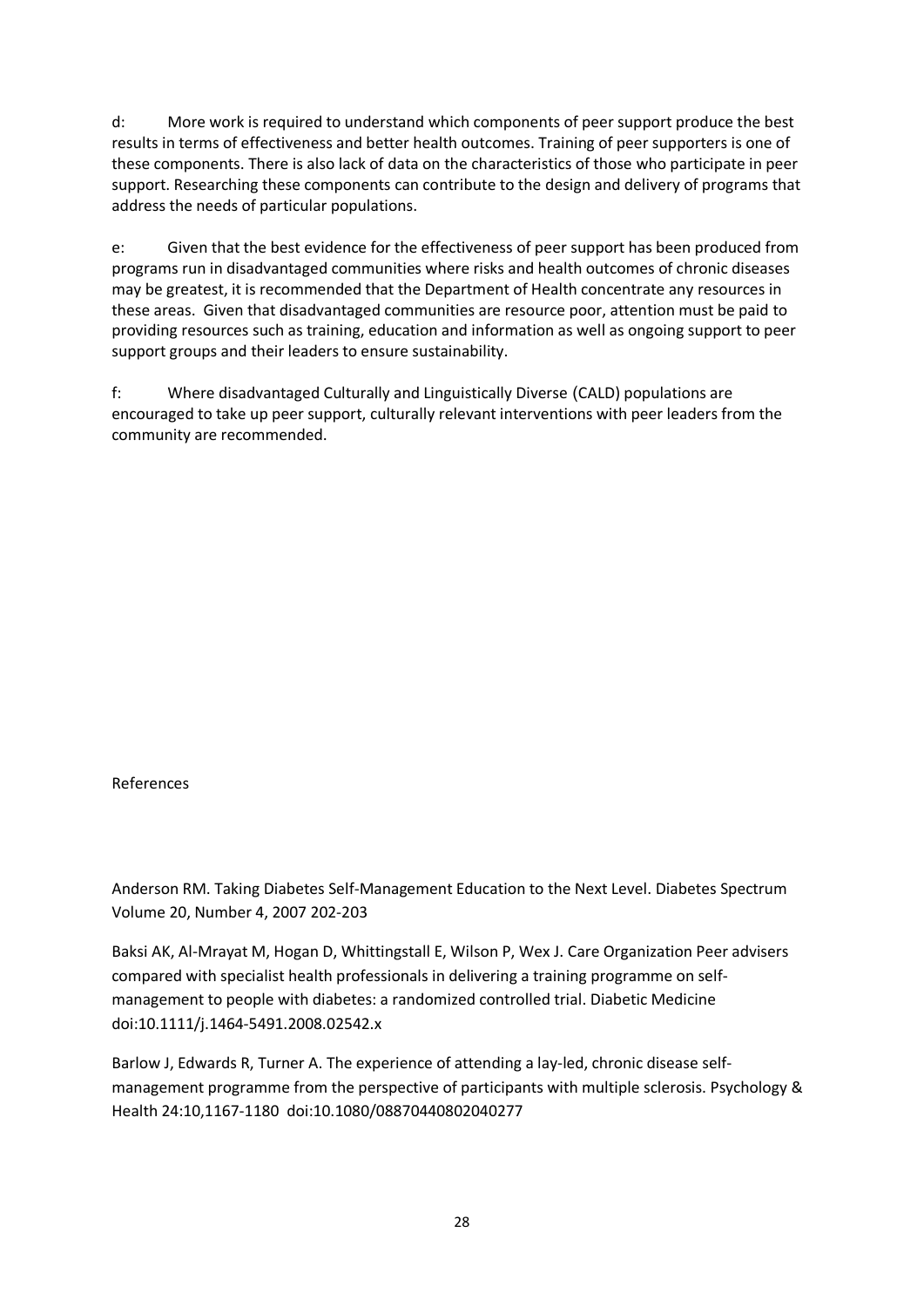d: More work is required to understand which components of peer support produce the best results in terms of effectiveness and better health outcomes. Training of peer supporters is one of these components. There is also lack of data on the characteristics of those who participate in peer support. Researching these components can contribute to the design and delivery of programs that address the needs of particular populations.

e: Given that the best evidence for the effectiveness of peer support has been produced from programs run in disadvantaged communities where risks and health outcomes of chronic diseases may be greatest, it is recommended that the Department of Health concentrate any resources in these areas. Given that disadvantaged communities are resource poor, attention must be paid to providing resources such as training, education and information as well as ongoing support to peer support groups and their leaders to ensure sustainability.

f: Where disadvantaged Culturally and Linguistically Diverse (CALD) populations are encouraged to take up peer support, culturally relevant interventions with peer leaders from the community are recommended.

References

Anderson RM. Taking Diabetes Self-Management Education to the Next Level. Diabetes Spectrum Volume 20, Number 4, 2007 202-203

Baksi AK, Al-Mrayat M, Hogan D, Whittingstall E, Wilson P, Wex J. Care Organization Peer advisers compared with specialist health professionals in delivering a training programme on self-management to people with diabetes: a randomized controlled trial. Diabetic Medicine doi:10.1111/j.1464-5491.2008.02542.x

Barlow J, Edwards R, Turner A. The experience of attending a lay-led, chronic disease self-management programme from the perspective of participants with multiple sclerosis. Psychology & Health 24:10,1167-1180 doi:10.1080/08870440802040277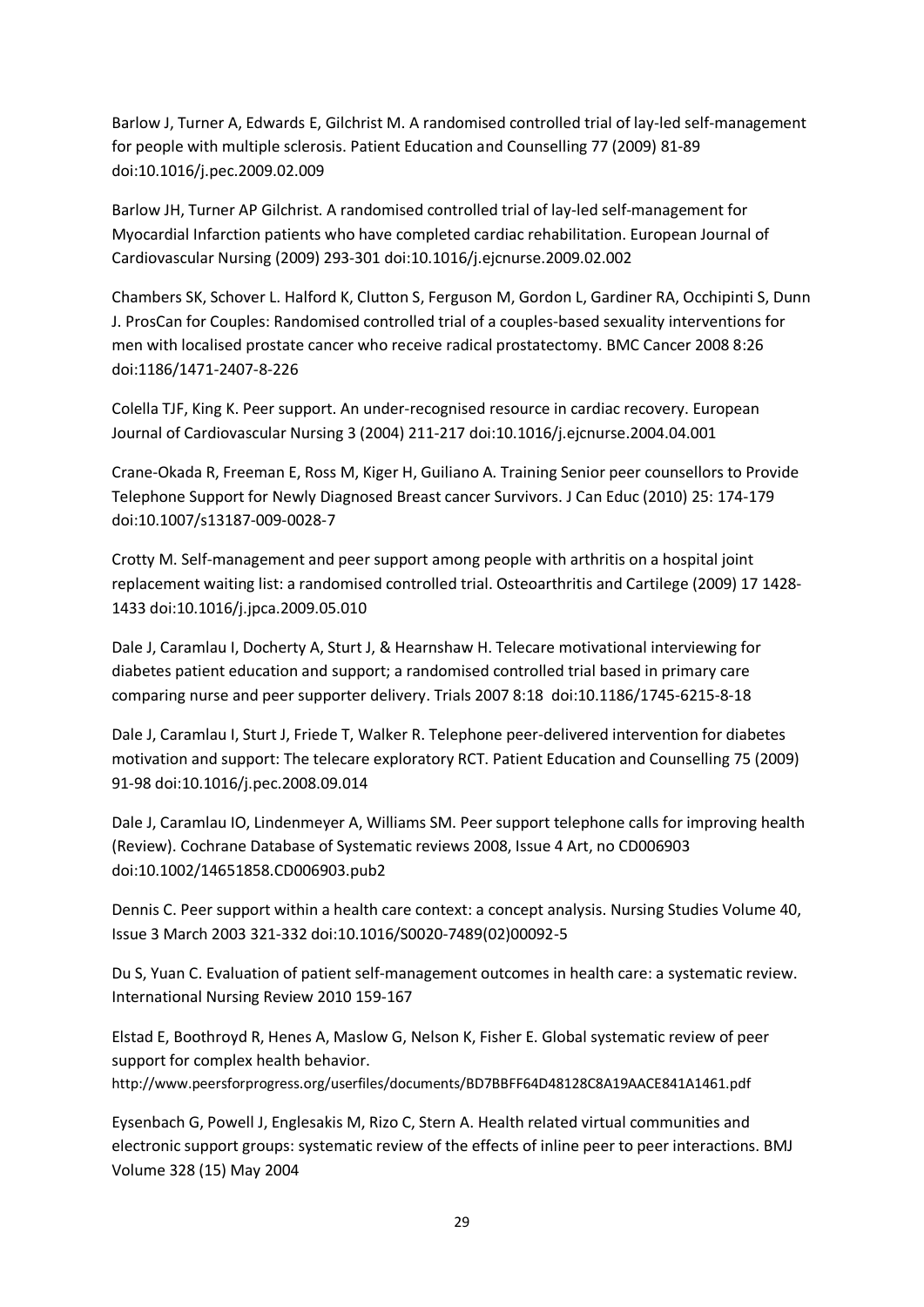Barlow J, Turner A, Edwards E, Gilchrist M. A randomised controlled trial of lay-led self-management for people with multiple sclerosis. Patient Education and Counselling 77 (2009) 81-89 doi:10.1016/j.pec.2009.02.009

Barlow JH, Turner AP Gilchrist. A randomised controlled trial of lay-led self-management for Myocardial Infarction patients who have completed cardiac rehabilitation. European Journal of Cardiovascular Nursing (2009) 293-301 doi:10.1016/j.ejcnurse.2009.02.002

Chambers SK, Schover L. Halford K, Clutton S, Ferguson M, Gordon L, Gardiner RA, Occhipinti S, Dunn J. ProsCan for Couples: Randomised controlled trial of a couples-based sexuality interventions for men with localised prostate cancer who receive radical prostatectomy. BMC Cancer 2008 8:26 doi:1186/1471-2407-8-226

Colella TJF, King K. Peer support. An under-recognised resource in cardiac recovery. European Journal of Cardiovascular Nursing 3 (2004) 211-217 doi:10.1016/j.ejcnurse.2004.04.001

Crane-Okada R, Freeman E, Ross M, Kiger H, Guiliano A. Training Senior peer counsellors to Provide Telephone Support for Newly Diagnosed Breast cancer Survivors. J Can Educ (2010) 25: 174-179 doi:10.1007/s13187-009-0028-7

Crotty M. Self-management and peer support among people with arthritis on a hospital joint replacement waiting list: a randomised controlled trial. Osteoarthritis and Cartilege (2009) 17 1428-1433 doi:10.1016/j.jpca.2009.05.010

Dale J, Caramlau I, Docherty A, Sturt J, & Hearnshaw H. Telecare motivational interviewing for diabetes patient education and support; a randomised controlled trial based in primary care comparing nurse and peer supporter delivery. Trials 2007 8:18 doi:10.1186/1745-6215-8-18

Dale J, Caramlau I, Sturt J, Friede T, Walker R. Telephone peer-delivered intervention for diabetes motivation and support: The telecare exploratory RCT. Patient Education and Counselling 75 (2009) 91-98 doi:10.1016/j.pec.2008.09.014

Dale J, Caramlau IO, Lindenmeyer A, Williams SM. Peer support telephone calls for improving health (Review). Cochrane Database of Systematic reviews 2008, Issue 4 Art, no CD006903 doi:10.1002/14651858.CD006903.pub2

Dennis C. Peer support within a health care context: a concept analysis. Nursing Studies Volume 40, Issue 3 March 2003 321-332 doi:10.1016/S0020-7489(02)00092-5

Du S, Yuan C. Evaluation of patient self-management outcomes in health care: a systematic review. International Nursing Review 2010 159-167

Elstad E, Boothroyd R, Henes A, Maslow G, Nelson K, Fisher E. Global systematic review of peer support for complex health behavior.
http://www.peersforprogress.org/userfiles/documents/BD7BBFF64D48128C8A19AACE841A1461.pdf

Eysenbach G, Powell J, Englesakis M, Rizo C, Stern A. Health related virtual communities and electronic support groups: systematic review of the effects of inline peer to peer interactions. BMJ Volume 328 (15) May 2004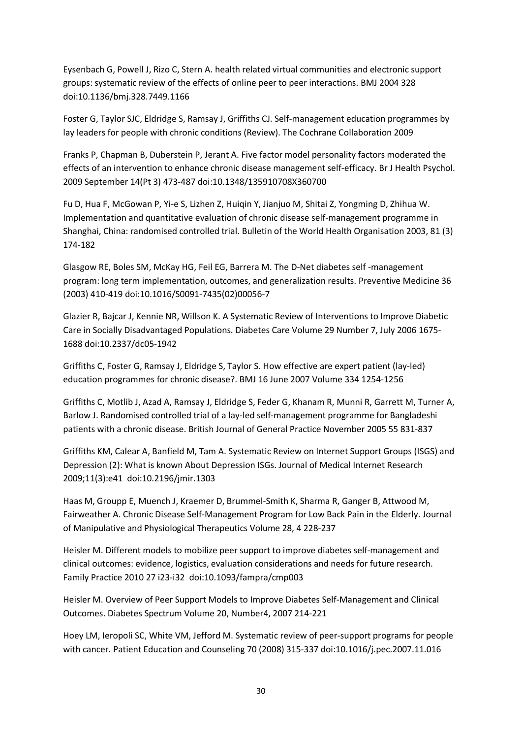Eysenbach G, Powell J, Rizo C, Stern A. health related virtual communities and electronic support groups: systematic review of the effects of online peer to peer interactions. BMJ 2004 328 doi:10.1136/bmj.328.7449.1166

Foster G, Taylor SJC, Eldridge S, Ramsay J, Griffiths CJ. Self-management education programmes by lay leaders for people with chronic conditions (Review). The Cochrane Collaboration 2009

Franks P, Chapman B, Duberstein P, Jerant A. Five factor model personality factors moderated the effects of an intervention to enhance chronic disease management self-efficacy. Br J Health Psychol. 2009 September 14(Pt 3) 473-487 doi:10.1348/135910708X360700

Fu D, Hua F, McGowan P, Yi-e S, Lizhen Z, Huiqin Y, Jianjuo M, Shitai Z, Yongming D, Zhihua W. Implementation and quantitative evaluation of chronic disease self-management programme in Shanghai, China: randomised controlled trial. Bulletin of the World Health Organisation 2003, 81 (3) 174-182

Glasgow RE, Boles SM, McKay HG, Feil EG, Barrera M. The D-Net diabetes self -management program: long term implementation, outcomes, and generalization results. Preventive Medicine 36 (2003) 410-419 doi:10.1016/S0091-7435(02)00056-7

Glazier R, Bajcar J, Kennie NR, Willson K. A Systematic Review of Interventions to Improve Diabetic Care in Socially Disadvantaged Populations. Diabetes Care Volume 29 Number 7, July 2006 1675-1688 doi:10.2337/dc05-1942

Griffiths C, Foster G, Ramsay J, Eldridge S, Taylor S. How effective are expert patient (lay-led) education programmes for chronic disease?. BMJ 16 June 2007 Volume 334 1254-1256

Griffiths C, Motlib J, Azad A, Ramsay J, Eldridge S, Feder G, Khanam R, Munni R, Garrett M, Turner A, Barlow J. Randomised controlled trial of a lay-led self-management programme for Bangladeshi patients with a chronic disease. British Journal of General Practice November 2005 55 831-837

Griffiths KM, Calear A, Banfield M, Tam A. Systematic Review on Internet Support Groups (ISGS) and Depression (2): What is known About Depression ISGs. Journal of Medical Internet Research 2009;11(3):e41 doi:10.2196/jmir.1303

Haas M, Groupp E, Muench J, Kraemer D, Brummel-Smith K, Sharma R, Ganger B, Attwood M, Fairweather A. Chronic Disease Self-Management Program for Low Back Pain in the Elderly. Journal of Manipulative and Physiological Therapeutics Volume 28, 4 228-237

Heisler M. Different models to mobilize peer support to improve diabetes self-management and clinical outcomes: evidence, logistics, evaluation considerations and needs for future research. Family Practice 2010 27 i23-i32 doi:10.1093/fampra/cmp003

Heisler M. Overview of Peer Support Models to Improve Diabetes Self-Management and Clinical Outcomes. Diabetes Spectrum Volume 20, Number4, 2007 214-221

Hoey LM, Ieropoli SC, White VM, Jefford M. Systematic review of peer-support programs for people with cancer. Patient Education and Counseling 70 (2008) 315-337 doi:10.1016/j.pec.2007.11.016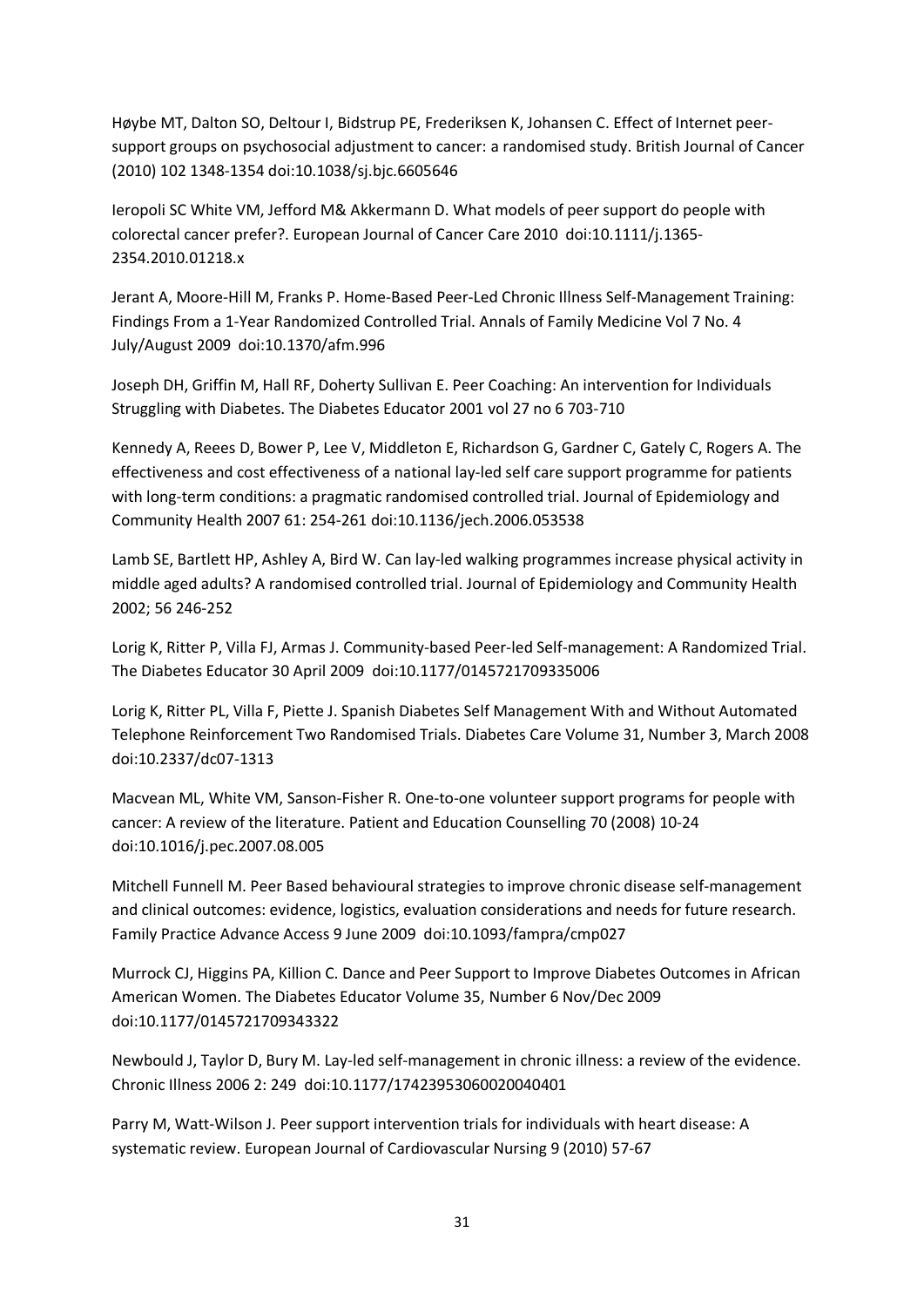Høybe MT, Dalton SO, Deltour I, Bidstrup PE, Frederiksen K, Johansen C. Effect of Internet peer-support groups on psychosocial adjustment to cancer: a randomised study. British Journal of Cancer (2010) 102 1348-1354 doi:10.1038/sj.bjc.6605646

Ieropoli SC White VM, Jefford M& Akkermann D. What models of peer support do people with colorectal cancer prefer?. European Journal of Cancer Care 2010 doi:10.1111/j.1365-2354.2010.01218.x

Jerant A, Moore-Hill M, Franks P. Home-Based Peer-Led Chronic Illness Self-Management Training: Findings From a 1-Year Randomized Controlled Trial. Annals of Family Medicine Vol 7 No. 4 July/August 2009 doi:10.1370/afm.996

Joseph DH, Griffin M, Hall RF, Doherty Sullivan E. Peer Coaching: An intervention for Individuals Struggling with Diabetes. The Diabetes Educator 2001 vol 27 no 6 703-710

Kennedy A, Rees D, Bower P, Lee V, Middleton E, Richardson G, Gardner C, Gately C, Rogers A. The effectiveness and cost effectiveness of a national lay-led self care support programme for patients with long-term conditions: a pragmatic randomised controlled trial. Journal of Epidemiology and Community Health 2007 61: 254-261 doi:10.1136/jech.2006.053538

Lamb SE, Bartlett HP, Ashley A, Bird W. Can lay-led walking programmes increase physical activity in middle aged adults? A randomised controlled trial. Journal of Epidemiology and Community Health 2002; 56 246-252

Lorig K, Ritter P, Villa FJ, Armas J. Community-based Peer-led Self-management: A Randomized Trial. The Diabetes Educator 30 April 2009 doi:10.1177/0145721709335006

Lorig K, Ritter PL, Villa F, Piette J. Spanish Diabetes Self Management With and Without Automated Telephone Reinforcement Two Randomised Trials. Diabetes Care Volume 31, Number 3, March 2008 doi:10.2337/dc07-1313

Macvean ML, White VM, Sanson-Fisher R. One-to-one volunteer support programs for people with cancer: A review of the literature. Patient and Education Counselling 70 (2008) 10-24 doi:10.1016/j.pec.2007.08.005

Mitchell Funnell M. Peer Based behavioural strategies to improve chronic disease self-management and clinical outcomes: evidence, logistics, evaluation considerations and needs for future research. Family Practice Advance Access 9 June 2009 doi:10.1093/fampra/cmp027

Murrock CJ, Higgins PA, Killion C. Dance and Peer Support to Improve Diabetes Outcomes in African American Women. The Diabetes Educator Volume 35, Number 6 Nov/Dec 2009 doi:10.1177/0145721709343322

Newbould J, Taylor D, Bury M. Lay-led self-management in chronic illness: a review of the evidence. Chronic Illness 2006 2: 249 doi:10.1177/17423953060020040401

Parry M, Watt-Wilson J. Peer support intervention trials for individuals with heart disease: A systematic review. European Journal of Cardiovascular Nursing 9 (2010) 57-67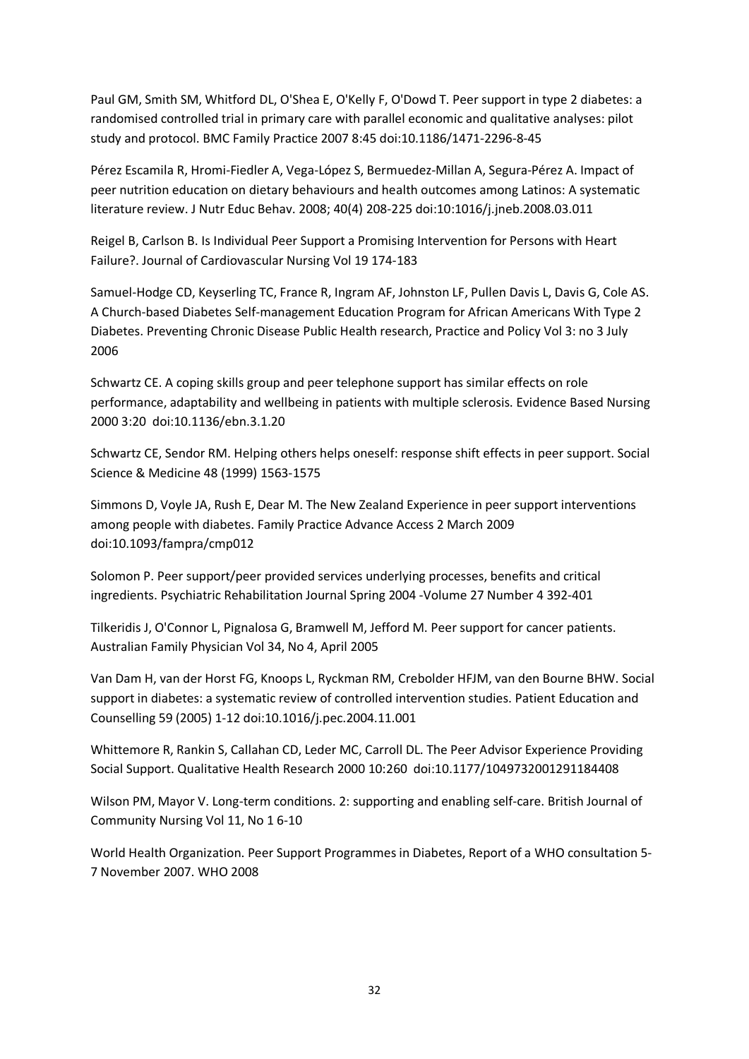Paul GM, Smith SM, Whitford DL, O'Shea E, O'Kelly F, O'Dowd T. Peer support in type 2 diabetes: a randomised controlled trial in primary care with parallel economic and qualitative analyses: pilot study and protocol. BMC Family Practice 2007 8:45 doi:10.1186/1471-2296-8-45

Pérez Escamila R, Hromi-Fiedler A, Vega-López S, Bermuedez-Millan A, Segura-Pérez A. Impact of peer nutrition education on dietary behaviours and health outcomes among Latinos: A systematic literature review. J Nutr Educ Behav. 2008; 40(4) 208-225 doi:10:1016/j.jneb.2008.03.011

Reigel B, Carlson B. Is Individual Peer Support a Promising Intervention for Persons with Heart Failure?. Journal of Cardiovascular Nursing Vol 19 174-183

Samuel-Hodge CD, Keyserling TC, France R, Ingram AF, Johnston LF, Pullen Davis L, Davis G, Cole AS. A Church-based Diabetes Self-management Education Program for African Americans With Type 2 Diabetes. Preventing Chronic Disease Public Health research, Practice and Policy Vol 3: no 3 July 2006

Schwartz CE. A coping skills group and peer telephone support has similar effects on role performance, adaptability and wellbeing in patients with multiple sclerosis. Evidence Based Nursing 2000 3:20 doi:10.1136/ebn.3.1.20

Schwartz CE, Sendor RM. Helping others helps oneself: response shift effects in peer support. Social Science & Medicine 48 (1999) 1563-1575

Simmons D, Voyle JA, Rush E, Dear M. The New Zealand Experience in peer support interventions among people with diabetes. Family Practice Advance Access 2 March 2009 doi:10.1093/fampra/cmp012

Solomon P. Peer support/peer provided services underlying processes, benefits and critical ingredients. Psychiatric Rehabilitation Journal Spring 2004 -Volume 27 Number 4 392-401

Tilkeridis J, O'Connor L, Pignalosa G, Bramwell M, Jefford M. Peer support for cancer patients. Australian Family Physician Vol 34, No 4, April 2005

Van Dam H, van der Horst FG, Knoops L, Ryckman RM, Crebolder HFJM, van den Bourne BHW. Social support in diabetes: a systematic review of controlled intervention studies. Patient Education and Counselling 59 (2005) 1-12 doi:10.1016/j.pec.2004.11.001

Whittemore R, Rankin S, Callahan CD, Leder MC, Carroll DL. The Peer Advisor Experience Providing Social Support. Qualitative Health Research 2000 10:260 doi:10.1177/104973200129118408

Wilson PM, Mayor V. Long-term conditions. 2: supporting and enabling self-care. British Journal of Community Nursing Vol 11, No 1 6-10

World Health Organization. Peer Support Programmes in Diabetes, Report of a WHO consultation 5-7 November 2007. WHO 2008